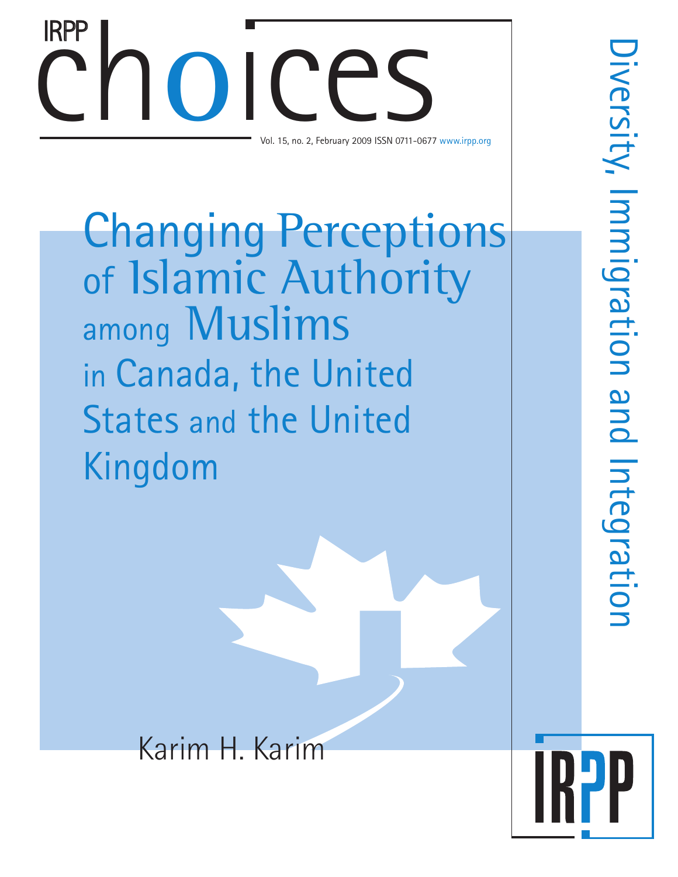IRPP

# choices

Vol. 15, no. 2, February 2009 ISSN 0711-0677 www.irpp.org

Diversity, Immigration and Integration

# Changing Perceptions of Islamic Authority among Muslims in Canada, the United States and the United Kingdom

Karim H. Karim

IRPP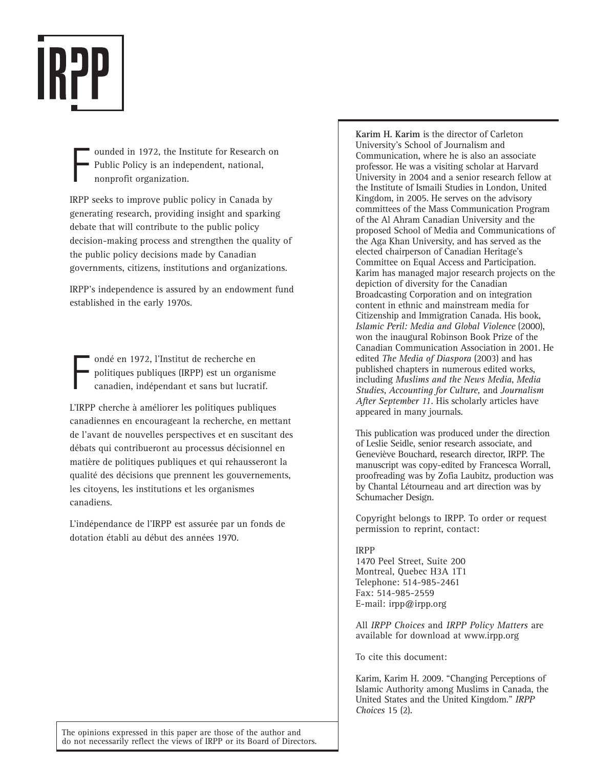IRPP

Founded in 1972, the Institute for Research on Public Policy is an independent, national, nonprofit organization.

IRPP seeks to improve public policy in Canada by generating research, providing insight and sparking debate that will contribute to the public policy decision-making process and strengthen the quality of the public policy decisions made by Canadian governments, citizens, institutions and organizations.

IRPP's independence is assured by an endowment fund established in the early 1970s.

Fondé en 1972, l'Institut de recherche en politiques publiques (IRPP) est un organisme canadien, indépendant et sans but lucratif.

L'IRPP cherche à améliorer les politiques publiques canadiennes en encourageant la recherche, en mettant de l'avant de nouvelles perspectives et en suscitant des débats qui contribueront au processus décisionnel en matière de politiques publiques et qui rehausseront la qualité des décisions que prennent les gouvernements, les citoyens, les institutions et les organismes canadiens.

L'indépendance de l'IRPP est assurée par un fonds de dotation établi au début des années 1970.

The opinions expressed in this paper are those of the author and do not necessarily reflect the views of IRPP or its Board of Directors.

**Karim H. Karim** is the director of Carleton University's School of Journalism and Communication, where he is also an associate professor. He was a visiting scholar at Harvard University in 2004 and a senior research fellow at the Institute of Ismaili Studies in London, United Kingdom, in 2005. He serves on the advisory committees of the Mass Communication Program of the Al Ahram Canadian University and the proposed School of Media and Communications of the Aga Khan University, and has served as the elected chairperson of Canadian Heritage's Committee on Equal Access and Participation. Karim has managed major research projects on the depiction of diversity for the Canadian Broadcasting Corporation and on integration content in ethnic and mainstream media for Citizenship and Immigration Canada. His book, *Islamic Peril: Media and Global Violence* (2000), won the inaugural Robinson Book Prize of the Canadian Communication Association in 2001. He edited *The Media of Diaspora* (2003) and has published chapters in numerous edited works, including *Muslims and the News Media*, *Media Studies*, *Accounting for Culture,* and *Journalism After September 11*. His scholarly articles have appeared in many journals.

This publication was produced under the direction of Leslie Seidle, senior research associate, and Geneviève Bouchard, research director, IRPP. The manuscript was copy-edited by Francesca Worrall, proofreading was by Zofia Laubitz, production was by Chantal Létourneau and art direction was by Schumacher Design.

Copyright belongs to IRPP. To order or request permission to reprint, contact:

IRPP  
1470 Peel Street, Suite 200  
Montreal, Quebec H3A 1T1  
Telephone: 514-985-2461  
Fax: 514-985-2559  
E-mail: irpp@irpp.org

All *IRPP Choices* and *IRPP Policy Matters* are available for download at www.irpp.org

To cite this document:

Karim, Karim H. 2009. "Changing Perceptions of Islamic Authority among Muslims in Canada, the United States and the United Kingdom." *IRPP Choices* 15 (2).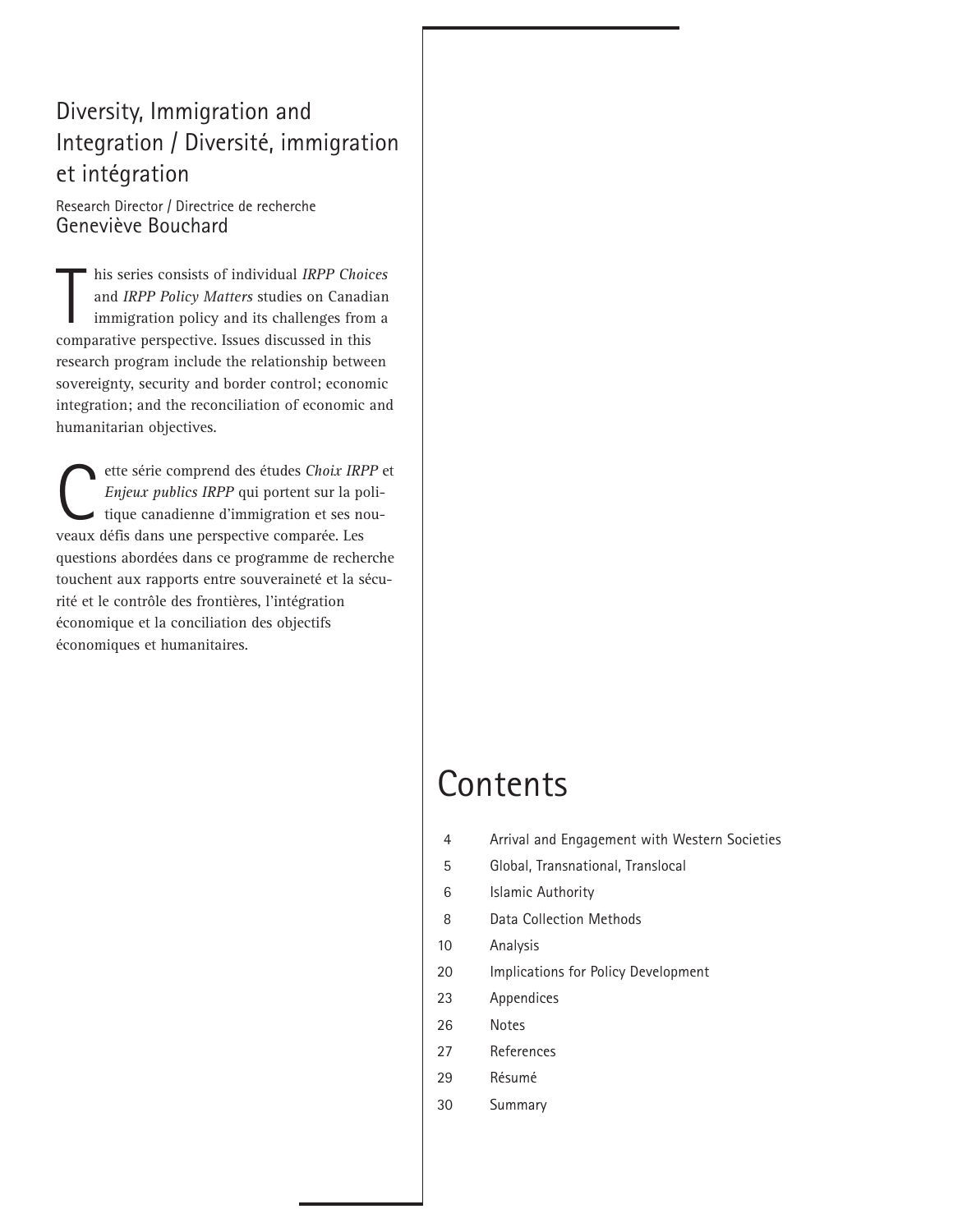## Diversity, Immigration and Integration / Diversité, immigration et intégration

Research Director / Directrice de recherche
Geneviève Bouchard

This series consists of individual *IRPP Choices* and *IRPP Policy Matters* studies on Canadian immigration policy and its challenges from a comparative perspective. Issues discussed in this research program include the relationship between sovereignty, security and border control; economic integration; and the reconciliation of economic and humanitarian objectives.

Cette série comprend des études *Choix IRPP* et *Enjeux publics IRPP* qui portent sur la politique canadienne d'immigration et ses nouveaux défis dans une perspective comparée. Les questions abordées dans ce programme de recherche touchent aux rapports entre souveraineté et la sécurité et le contrôle des frontières, l'intégration économique et la conciliation des objectifs économiques et humanitaires.

# Contents

| | |
|---|---|
| 4 | Arrival and Engagement with Western Societies |
| 5 | Global, Transnational, Translocal |
| 6 | Islamic Authority |
| 8 | Data Collection Methods |
| 10 | Analysis |
| 20 | Implications for Policy Development |
| 23 | Appendices |
| 26 | Notes |
| 27 | References |
| 29 | Résumé |
| 30 | Summary |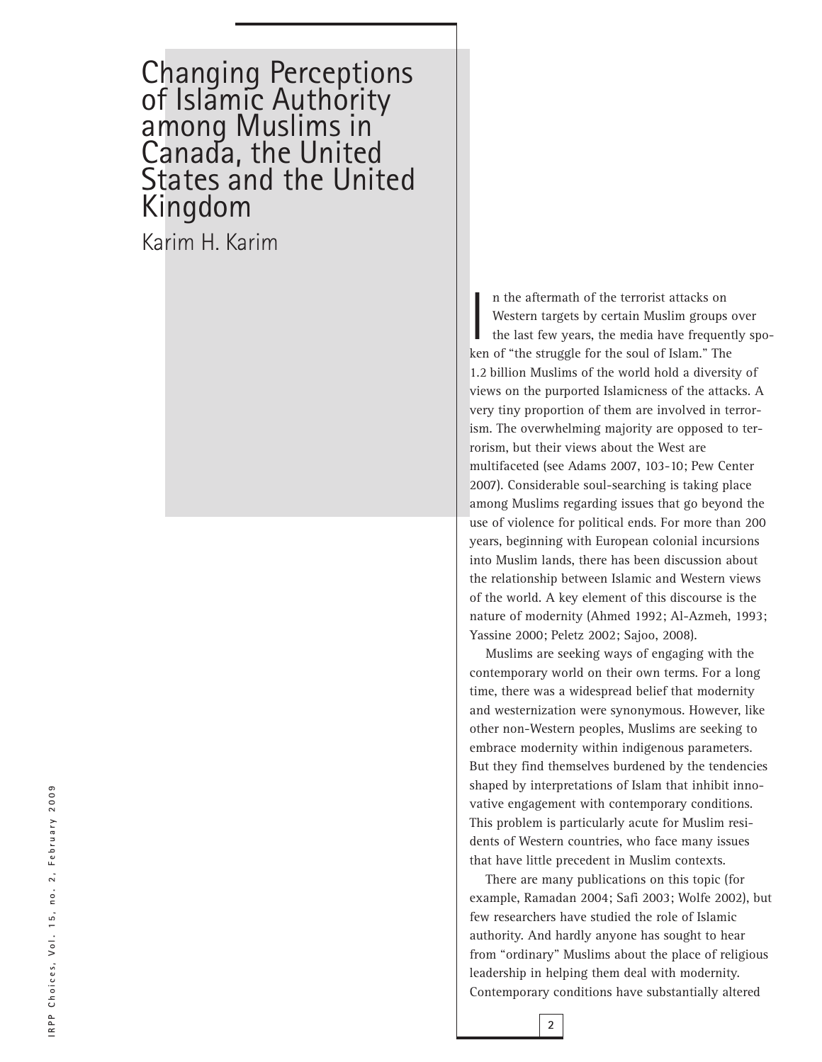# Changing Perceptions of Islamic Authority among Muslims in Canada, the United States and the United Kingdom

Karim H. Karim

In the aftermath of the terrorist attacks on Western targets by certain Muslim groups over the last few years, the media have frequently spoken of "the struggle for the soul of Islam." The 1.2 billion Muslims of the world hold a diversity of views on the purported Islamicness of the attacks. A very tiny proportion of them are involved in terrorism. The overwhelming majority are opposed to terrorism, but their views about the West are multifaceted (see Adams 2007, 103-10; Pew Center 2007). Considerable soul-searching is taking place among Muslims regarding issues that go beyond the use of violence for political ends. For more than 200 years, beginning with European colonial incursions into Muslim lands, there has been discussion about the relationship between Islamic and Western views of the world. A key element of this discourse is the nature of modernity (Ahmed 1992; Al-Azmeh, 1993; Yassine 2000; Peletz 2002; Sajoo, 2008).

Muslims are seeking ways of engaging with the contemporary world on their own terms. For a long time, there was a widespread belief that modernity and westernization were synonymous. However, like other non-Western peoples, Muslims are seeking to embrace modernity within indigenous parameters. But they find themselves burdened by the tendencies shaped by interpretations of Islam that inhibit innovative engagement with contemporary conditions. This problem is particularly acute for Muslim residents of Western countries, who face many issues that have little precedent in Muslim contexts.

There are many publications on this topic (for example, Ramadan 2004; Safi 2003; Wolfe 2002), but few researchers have studied the role of Islamic authority. And hardly anyone has sought to hear from "ordinary" Muslims about the place of religious leadership in helping them deal with modernity. Contemporary conditions have substantially altered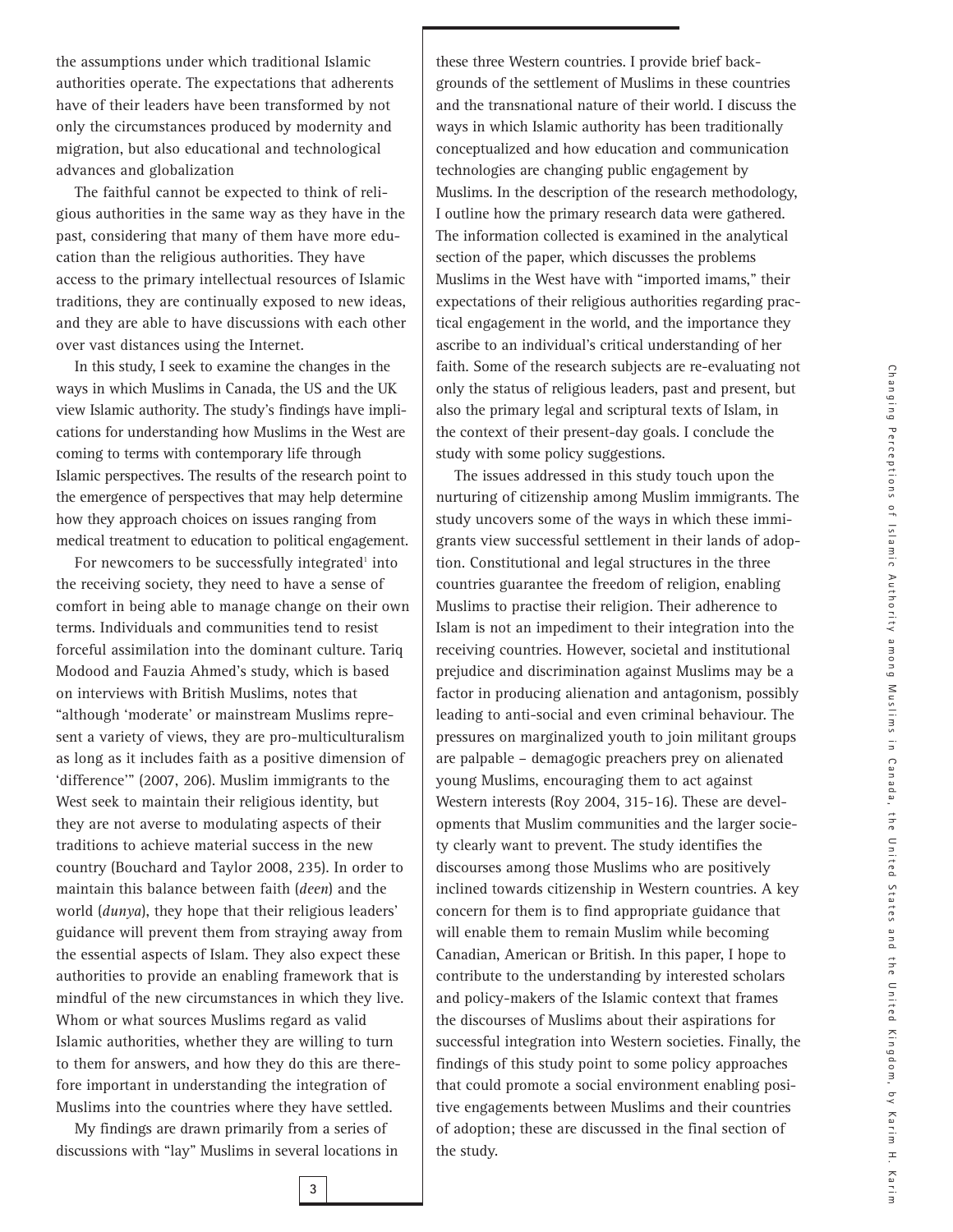the assumptions under which traditional Islamic authorities operate. The expectations that adherents have of their leaders have been transformed by not only the circumstances produced by modernity and migration, but also educational and technological advances and globalization

The faithful cannot be expected to think of religious authorities in the same way as they have in the past, considering that many of them have more education than the religious authorities. They have access to the primary intellectual resources of Islamic traditions, they are continually exposed to new ideas, and they are able to have discussions with each other over vast distances using the Internet.

In this study, I seek to examine the changes in the ways in which Muslims in Canada, the US and the UK view Islamic authority. The study's findings have implications for understanding how Muslims in the West are coming to terms with contemporary life through Islamic perspectives. The results of the research point to the emergence of perspectives that may help determine how they approach choices on issues ranging from medical treatment to education to political engagement.

For newcomers to be successfully integrated[1] into the receiving society, they need to have a sense of comfort in being able to manage change on their own terms. Individuals and communities tend to resist forceful assimilation into the dominant culture. Tariq Modood and Fauzia Ahmed's study, which is based on interviews with British Muslims, notes that "although 'moderate' or mainstream Muslims represent a variety of views, they are pro-multiculturalism as long as it includes faith as a positive dimension of 'difference'" (2007, 206). Muslim immigrants to the West seek to maintain their religious identity, but they are not averse to modulating aspects of their traditions to achieve material success in the new country (Bouchard and Taylor 2008, 235). In order to maintain this balance between faith (*deen*) and the world (*dunya*), they hope that their religious leaders' guidance will prevent them from straying away from the essential aspects of Islam. They also expect these authorities to provide an enabling framework that is mindful of the new circumstances in which they live. Whom or what sources Muslims regard as valid Islamic authorities, whether they are willing to turn to them for answers, and how they do this are therefore important in understanding the integration of Muslims into the countries where they have settled.

My findings are drawn primarily from a series of discussions with "lay" Muslims in several locations in these three Western countries. I provide brief backgrounds of the settlement of Muslims in these countries and the transnational nature of their world. I discuss the ways in which Islamic authority has been traditionally conceptualized and how education and communication technologies are changing public engagement by Muslims. In the description of the research methodology, I outline how the primary research data were gathered. The information collected is examined in the analytical section of the paper, which discusses the problems Muslims in the West have with "imported imams," their expectations of their religious authorities regarding practical engagement in the world, and the importance they ascribe to an individual's critical understanding of her faith. Some of the research subjects are re-evaluating not only the status of religious leaders, past and present, but also the primary legal and scriptural texts of Islam, in the context of their present-day goals. I conclude the study with some policy suggestions.

The issues addressed in this study touch upon the nurturing of citizenship among Muslim immigrants. The study uncovers some of the ways in which these immigrants view successful settlement in their lands of adoption. Constitutional and legal structures in the three countries guarantee the freedom of religion, enabling Muslims to practise their religion. Their adherence to Islam is not an impediment to their integration into the receiving countries. However, societal and institutional prejudice and discrimination against Muslims may be a factor in producing alienation and antagonism, possibly leading to anti-social and even criminal behaviour. The pressures on marginalized youth to join militant groups are palpable – demagogic preachers prey on alienated young Muslims, encouraging them to act against Western interests (Roy 2004, 315-16). These are developments that Muslim communities and the larger society clearly want to prevent. The study identifies the discourses among those Muslims who are positively inclined towards citizenship in Western countries. A key concern for them is to find appropriate guidance that will enable them to remain Muslim while becoming Canadian, American or British. In this paper, I hope to contribute to the understanding by interested scholars and policy-makers of the Islamic context that frames the discourses of Muslims about their aspirations for successful integration into Western societies. Finally, the findings of this study point to some policy approaches that could promote a social environment enabling positive engagements between Muslims and their countries of adoption; these are discussed in the final section of the study.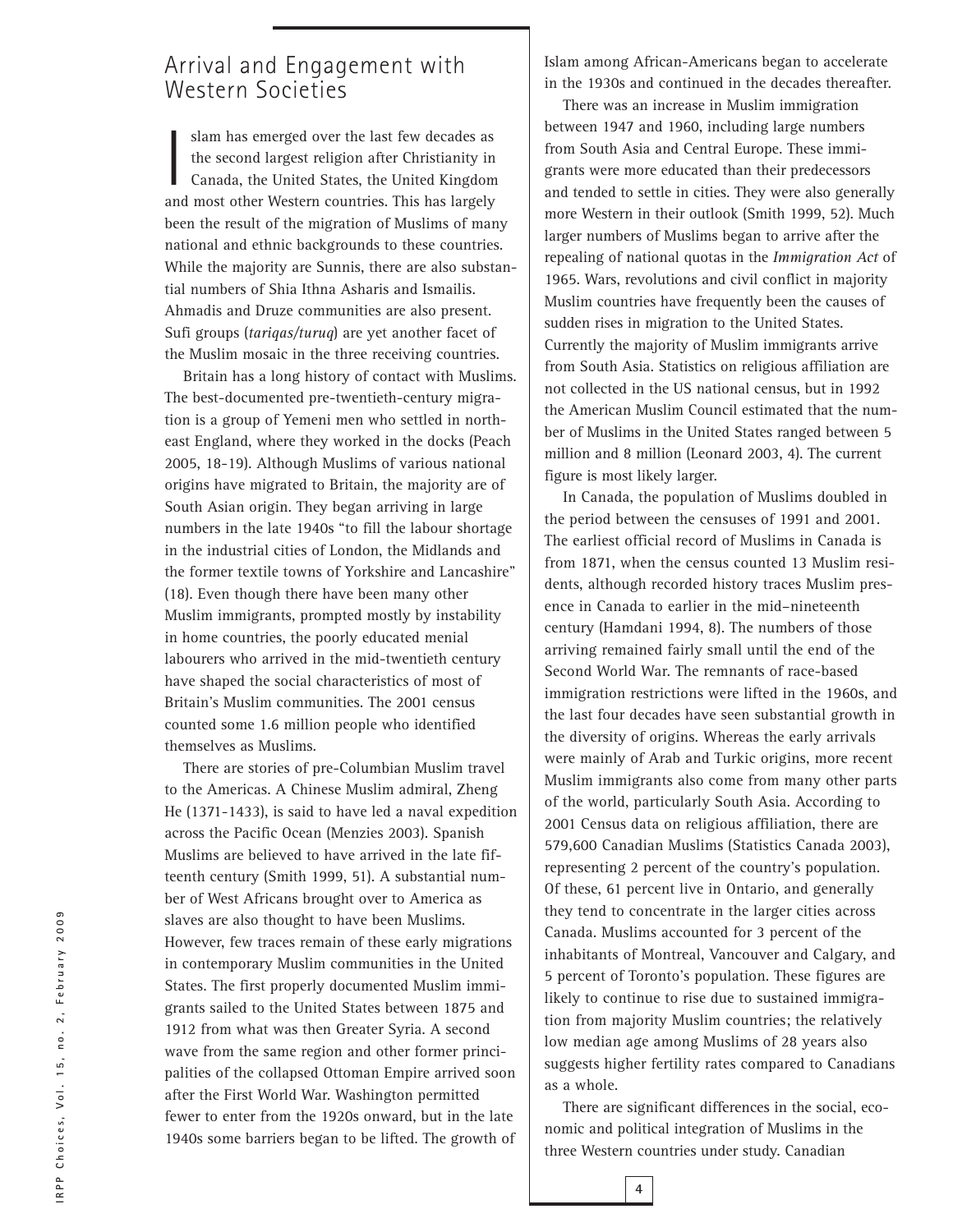## Arrival and Engagement with Western Societies

Islam has emerged over the last few decades as the second largest religion after Christianity in Canada, the United States, the United Kingdom and most other Western countries. This has largely been the result of the migration of Muslims of many national and ethnic backgrounds to these countries. While the majority are Sunnis, there are also substantial numbers of Shia Ithna Asharis and Ismailis. Ahmadis and Druze communities are also present. Sufi groups (*tariqas/turuq*) are yet another facet of the Muslim mosaic in the three receiving countries.

Britain has a long history of contact with Muslims. The best-documented pre-twentieth-century migration is a group of Yemeni men who settled in northeast England, where they worked in the docks (Peach 2005, 18-19). Although Muslims of various national origins have migrated to Britain, the majority are of South Asian origin. They began arriving in large numbers in the late 1940s "to fill the labour shortage in the industrial cities of London, the Midlands and the former textile towns of Yorkshire and Lancashire" (18). Even though there have been many other Muslim immigrants, prompted mostly by instability in home countries, the poorly educated menial labourers who arrived in the mid-twentieth century have shaped the social characteristics of most of Britain's Muslim communities. The 2001 census counted some 1.6 million people who identified themselves as Muslims.

There are stories of pre-Columbian Muslim travel to the Americas. A Chinese Muslim admiral, Zheng He (1371-1433), is said to have led a naval expedition across the Pacific Ocean (Menzies 2003). Spanish Muslims are believed to have arrived in the late fifteenth century (Smith 1999, 51). A substantial number of West Africans brought over to America as slaves are also thought to have been Muslims. However, few traces remain of these early migrations in contemporary Muslim communities in the United States. The first properly documented Muslim immigrants sailed to the United States between 1875 and 1912 from what was then Greater Syria. A second wave from the same region and other former principalities of the collapsed Ottoman Empire arrived soon after the First World War. Washington permitted fewer to enter from the 1920s onward, but in the late 1940s some barriers began to be lifted. The growth of Islam among African-Americans began to accelerate in the 1930s and continued in the decades thereafter.

There was an increase in Muslim immigration between 1947 and 1960, including large numbers from South Asia and Central Europe. These immigrants were more educated than their predecessors and tended to settle in cities. They were also generally more Western in their outlook (Smith 1999, 52). Much larger numbers of Muslims began to arrive after the repealing of national quotas in the *Immigration Act* of 1965. Wars, revolutions and civil conflict in majority Muslim countries have frequently been the causes of sudden rises in migration to the United States. Currently the majority of Muslim immigrants arrive from South Asia. Statistics on religious affiliation are not collected in the US national census, but in 1992 the American Muslim Council estimated that the number of Muslims in the United States ranged between 5 million and 8 million (Leonard 2003, 4). The current figure is most likely larger.

In Canada, the population of Muslims doubled in the period between the censuses of 1991 and 2001. The earliest official record of Muslims in Canada is from 1871, when the census counted 13 Muslim residents, although recorded history traces Muslim presence in Canada to earlier in the mid–nineteenth century (Hamdani 1994, 8). The numbers of those arriving remained fairly small until the end of the Second World War. The remnants of race-based immigration restrictions were lifted in the 1960s, and the last four decades have seen substantial growth in the diversity of origins. Whereas the early arrivals were mainly of Arab and Turkic origins, more recent Muslim immigrants also come from many other parts of the world, particularly South Asia. According to 2001 Census data on religious affiliation, there are 579,600 Canadian Muslims (Statistics Canada 2003), representing 2 percent of the country's population. Of these, 61 percent live in Ontario, and generally they tend to concentrate in the larger cities across Canada. Muslims accounted for 3 percent of the inhabitants of Montreal, Vancouver and Calgary, and 5 percent of Toronto's population. These figures are likely to continue to rise due to sustained immigration from majority Muslim countries; the relatively low median age among Muslims of 28 years also suggests higher fertility rates compared to Canadians as a whole.

There are significant differences in the social, economic and political integration of Muslims in the three Western countries under study. Canadian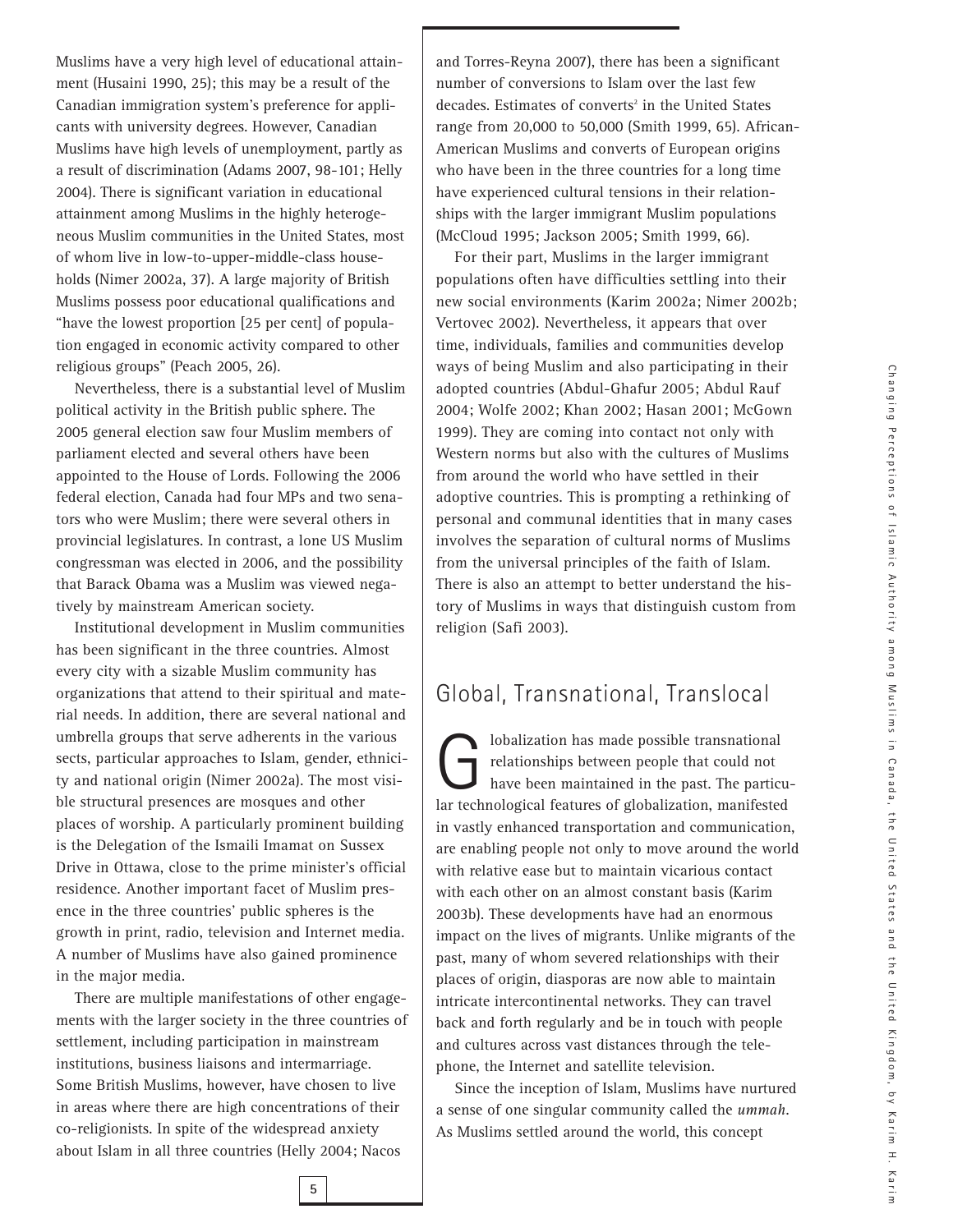Muslims have a very high level of educational attainment (Husaini 1990, 25); this may be a result of the Canadian immigration system's preference for applicants with university degrees. However, Canadian Muslims have high levels of unemployment, partly as a result of discrimination (Adams 2007, 98-101; Helly 2004). There is significant variation in educational attainment among Muslims in the highly heterogeneous Muslim communities in the United States, most of whom live in low-to-upper-middle-class households (Nimer 2002a, 37). A large majority of British Muslims possess poor educational qualifications and "have the lowest proportion [25 per cent] of population engaged in economic activity compared to other religious groups" (Peach 2005, 26).

Nevertheless, there is a substantial level of Muslim political activity in the British public sphere. The 2005 general election saw four Muslim members of parliament elected and several others have been appointed to the House of Lords. Following the 2006 federal election, Canada had four MPs and two senators who were Muslim; there were several others in provincial legislatures. In contrast, a lone US Muslim congressman was elected in 2006, and the possibility that Barack Obama was a Muslim was viewed negatively by mainstream American society.

Institutional development in Muslim communities has been significant in the three countries. Almost every city with a sizable Muslim community has organizations that attend to their spiritual and material needs. In addition, there are several national and umbrella groups that serve adherents in the various sects, particular approaches to Islam, gender, ethnicity and national origin (Nimer 2002a). The most visible structural presences are mosques and other places of worship. A particularly prominent building is the Delegation of the Ismaili Imamat on Sussex Drive in Ottawa, close to the prime minister's official residence. Another important facet of Muslim presence in the three countries' public spheres is the growth in print, radio, television and Internet media. A number of Muslims have also gained prominence in the major media.

There are multiple manifestations of other engagements with the larger society in the three countries of settlement, including participation in mainstream institutions, business liaisons and intermarriage. Some British Muslims, however, have chosen to live in areas where there are high concentrations of their co-religionists. In spite of the widespread anxiety about Islam in all three countries (Helly 2004; Nacos and Torres-Reyna 2007), there has been a significant number of conversions to Islam over the last few decades. Estimates of converts[2] in the United States range from 20,000 to 50,000 (Smith 1999, 65). African-American Muslims and converts of European origins who have been in the three countries for a long time have experienced cultural tensions in their relationships with the larger immigrant Muslim populations (McCloud 1995; Jackson 2005; Smith 1999, 66).

For their part, Muslims in the larger immigrant populations often have difficulties settling into their new social environments (Karim 2002a; Nimer 2002b; Vertovec 2002). Nevertheless, it appears that over time, individuals, families and communities develop ways of being Muslim and also participating in their adopted countries (Abdul-Ghafur 2005; Abdul Rauf 2004; Wolfe 2002; Khan 2002; Hasan 2001; McGown 1999). They are coming into contact not only with Western norms but also with the cultures of Muslims from around the world who have settled in their adoptive countries. This is prompting a rethinking of personal and communal identities that in many cases involves the separation of cultural norms of Muslims from the universal principles of the faith of Islam. There is also an attempt to better understand the history of Muslims in ways that distinguish custom from religion (Safi 2003).

## Global, Transnational, Translocal

Globalization has made possible transnational relationships between people that could not have been maintained in the past. The particular technological features of globalization, manifested in vastly enhanced transportation and communication, are enabling people not only to move around the world with relative ease but to maintain vicarious contact with each other on an almost constant basis (Karim 2003b). These developments have had an enormous impact on the lives of migrants. Unlike migrants of the past, many of whom severed relationships with their places of origin, diasporas are now able to maintain intricate intercontinental networks. They can travel back and forth regularly and be in touch with people and cultures across vast distances through the telephone, the Internet and satellite television.

Since the inception of Islam, Muslims have nurtured a sense of one singular community called the *ummah*. As Muslims settled around the world, this concept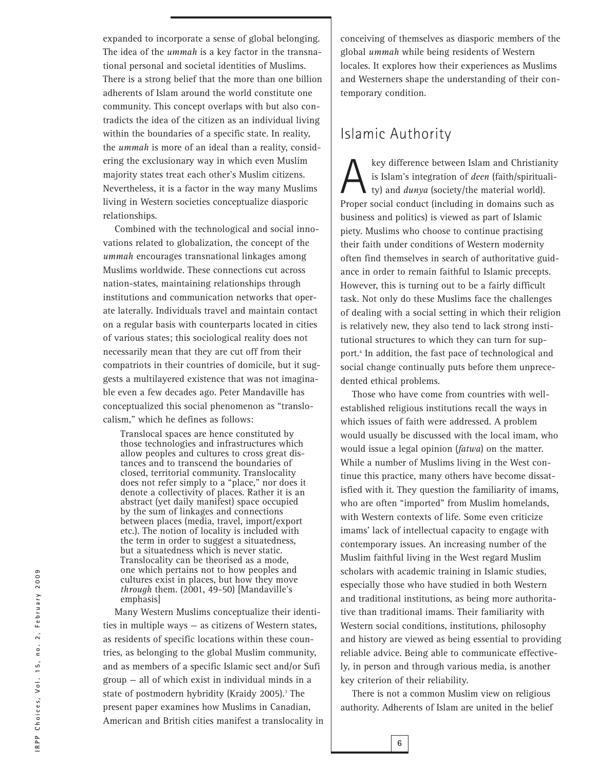expanded to incorporate a sense of global belonging. The idea of the *ummah* is a key factor in the transnational personal and societal identities of Muslims. There is a strong belief that the more than one billion adherents of Islam around the world constitute one community. This concept overlaps with but also contradicts the idea of the citizen as an individual living within the boundaries of a specific state. In reality, the *ummah* is more of an ideal than a reality, considering the exclusionary way in which even Muslim majority states treat each other's Muslim citizens. Nevertheless, it is a factor in the way many Muslims living in Western societies conceptualize diasporic relationships.

Combined with the technological and social innovations related to globalization, the concept of the *ummah* encourages transnational linkages among Muslims worldwide. These connections cut across nation-states, maintaining relationships through institutions and communication networks that operate laterally. Individuals travel and maintain contact on a regular basis with counterparts located in cities of various states; this sociological reality does not necessarily mean that they are cut off from their compatriots in their countries of domicile, but it suggests a multilayered existence that was not imaginable even a few decades ago. Peter Mandaville has conceptualized this social phenomenon as "translocalism," which he defines as follows:

> Translocal spaces are hence constituted by those technologies and infrastructures which allow peoples and cultures to cross great distances and to transcend the boundaries of closed, territorial community. Translocality does not refer simply to a "place," nor does it denote a collectivity of places. Rather it is an abstract (yet daily manifest) space occupied by the sum of linkages and connections between places (media, travel, import/export etc.). The notion of locality is included with the term in order to suggest a situatedness, but a situatedness which is never static. Translocality can be theorised as a mode, one which pertains not to how peoples and cultures exist in places, but how they move *through* them. (2001, 49-50) [Mandaville's emphasis]

Many Western Muslims conceptualize their identities in multiple ways — as citizens of Western states, as residents of specific locations within these countries, as belonging to the global Muslim community, and as members of a specific Islamic sect and/or Sufi group — all of which exist in individual minds in a state of postmodern hybridity (Kraidy 2005).[3] The present paper examines how Muslims in Canadian, American and British cities manifest a translocality in conceiving of themselves as diasporic members of the global *ummah* while being residents of Western locales. It explores how their experiences as Muslims and Westerners shape the understanding of their contemporary condition.

## Islamic Authority

A key difference between Islam and Christianity is Islam's integration of *deen* (faith/spirituality) and *dunya* (society/the material world). Proper social conduct (including in domains such as business and politics) is viewed as part of Islamic piety. Muslims who choose to continue practising their faith under conditions of Western modernity often find themselves in search of authoritative guidance in order to remain faithful to Islamic precepts. However, this is turning out to be a fairly difficult task. Not only do these Muslims face the challenges of dealing with a social setting in which their religion is relatively new, they also tend to lack strong institutional structures to which they can turn for support.[4] In addition, the fast pace of technological and social change continually puts before them unprecedented ethical problems.

Those who have come from countries with well-established religious institutions recall the ways in which issues of faith were addressed. A problem would usually be discussed with the local imam, who would issue a legal opinion (*fatwa*) on the matter. While a number of Muslims living in the West continue this practice, many others have become dissatisfied with it. They question the familiarity of imams, who are often "imported" from Muslim homelands, with Western contexts of life. Some even criticize imams' lack of intellectual capacity to engage with contemporary issues. An increasing number of the Muslim faithful living in the West regard Muslim scholars with academic training in Islamic studies, especially those who have studied in both Western and traditional institutions, as being more authoritative than traditional imams. Their familiarity with Western social conditions, institutions, philosophy and history are viewed as being essential to providing reliable advice. Being able to communicate effectively, in person and through various media, is another key criterion of their reliability.

There is not a common Muslim view on religious authority. Adherents of Islam are united in the belief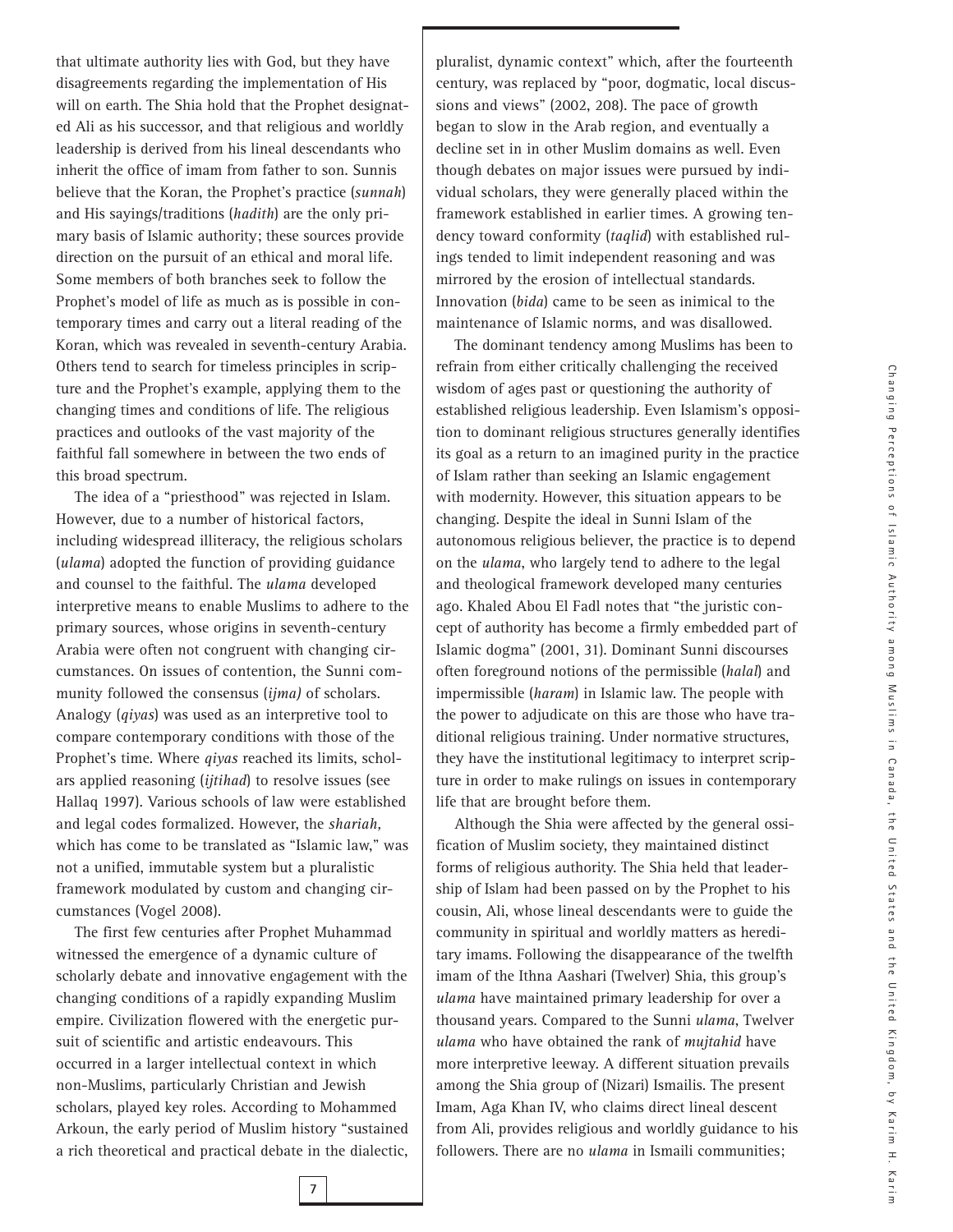that ultimate authority lies with God, but they have disagreements regarding the implementation of His will on earth. The Shia hold that the Prophet designated Ali as his successor, and that religious and worldly leadership is derived from his lineal descendants who inherit the office of imam from father to son. Sunnis believe that the Koran, the Prophet's practice (*sunnah*) and His sayings/traditions (*hadith*) are the only primary basis of Islamic authority; these sources provide direction on the pursuit of an ethical and moral life. Some members of both branches seek to follow the Prophet's model of life as much as is possible in contemporary times and carry out a literal reading of the Koran, which was revealed in seventh-century Arabia. Others tend to search for timeless principles in scripture and the Prophet's example, applying them to the changing times and conditions of life. The religious practices and outlooks of the vast majority of the faithful fall somewhere in between the two ends of this broad spectrum.

The idea of a "priesthood" was rejected in Islam. However, due to a number of historical factors, including widespread illiteracy, the religious scholars (*ulama*) adopted the function of providing guidance and counsel to the faithful. The *ulama* developed interpretive means to enable Muslims to adhere to the primary sources, whose origins in seventh-century Arabia were often not congruent with changing circumstances. On issues of contention, the Sunni community followed the consensus (*ijma)* of scholars. Analogy (*qiyas*) was used as an interpretive tool to compare contemporary conditions with those of the Prophet's time. Where *qiyas* reached its limits, scholars applied reasoning (*ijtihad*) to resolve issues (see Hallaq 1997). Various schools of law were established and legal codes formalized. However, the *shariah,* which has come to be translated as "Islamic law," was not a unified, immutable system but a pluralistic framework modulated by custom and changing circumstances (Vogel 2008).

The first few centuries after Prophet Muhammad witnessed the emergence of a dynamic culture of scholarly debate and innovative engagement with the changing conditions of a rapidly expanding Muslim empire. Civilization flowered with the energetic pursuit of scientific and artistic endeavours. This occurred in a larger intellectual context in which non-Muslims, particularly Christian and Jewish scholars, played key roles. According to Mohammed Arkoun, the early period of Muslim history "sustained a rich theoretical and practical debate in the dialectic, pluralist, dynamic context" which, after the fourteenth century, was replaced by "poor, dogmatic, local discussions and views" (2002, 208). The pace of growth began to slow in the Arab region, and eventually a decline set in in other Muslim domains as well. Even though debates on major issues were pursued by individual scholars, they were generally placed within the framework established in earlier times. A growing tendency toward conformity (*taqlid*) with established rulings tended to limit independent reasoning and was mirrored by the erosion of intellectual standards. Innovation (*bida*) came to be seen as inimical to the maintenance of Islamic norms, and was disallowed.

The dominant tendency among Muslims has been to refrain from either critically challenging the received wisdom of ages past or questioning the authority of established religious leadership. Even Islamism's opposition to dominant religious structures generally identifies its goal as a return to an imagined purity in the practice of Islam rather than seeking an Islamic engagement with modernity. However, this situation appears to be changing. Despite the ideal in Sunni Islam of the autonomous religious believer, the practice is to depend on the *ulama*, who largely tend to adhere to the legal and theological framework developed many centuries ago. Khaled Abou El Fadl notes that "the juristic concept of authority has become a firmly embedded part of Islamic dogma" (2001, 31). Dominant Sunni discourses often foreground notions of the permissible (*halal*) and impermissible (*haram*) in Islamic law. The people with the power to adjudicate on this are those who have traditional religious training. Under normative structures, they have the institutional legitimacy to interpret scripture in order to make rulings on issues in contemporary life that are brought before them.

Although the Shia were affected by the general ossification of Muslim society, they maintained distinct forms of religious authority. The Shia held that leadership of Islam had been passed on by the Prophet to his cousin, Ali, whose lineal descendants were to guide the community in spiritual and worldly matters as hereditary imams. Following the disappearance of the twelfth imam of the Ithna Aashari (Twelver) Shia, this group's *ulama* have maintained primary leadership for over a thousand years. Compared to the Sunni *ulama*, Twelver *ulama* who have obtained the rank of *mujtahid* have more interpretive leeway. A different situation prevails among the Shia group of (Nizari) Ismailis. The present Imam, Aga Khan IV, who claims direct lineal descent from Ali, provides religious and worldly guidance to his followers. There are no *ulama* in Ismaili communities;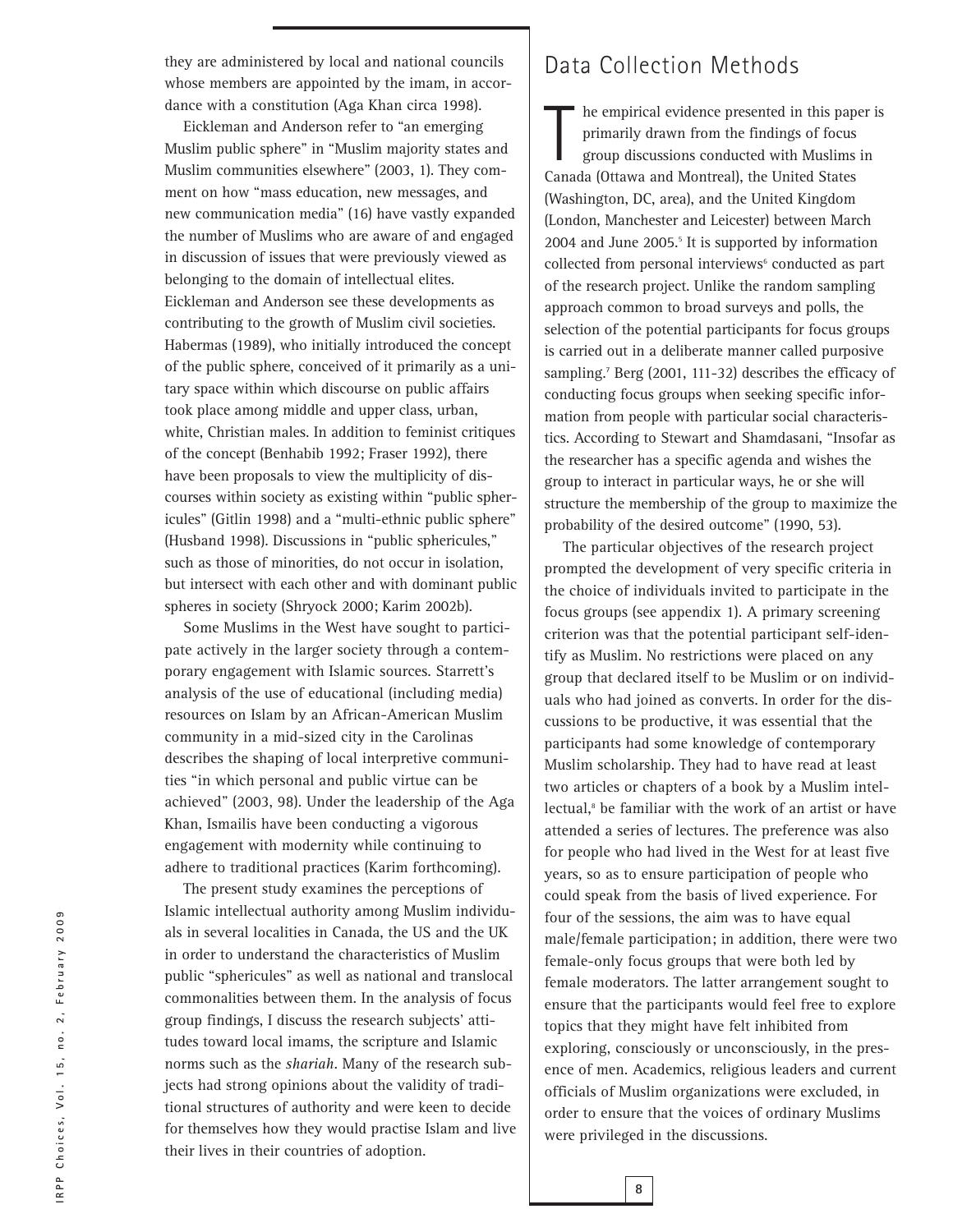they are administered by local and national councils whose members are appointed by the imam, in accordance with a constitution (Aga Khan circa 1998).

Eickleman and Anderson refer to "an emerging Muslim public sphere" in "Muslim majority states and Muslim communities elsewhere" (2003, 1). They comment on how "mass education, new messages, and new communication media" (16) have vastly expanded the number of Muslims who are aware of and engaged in discussion of issues that were previously viewed as belonging to the domain of intellectual elites. Eickleman and Anderson see these developments as contributing to the growth of Muslim civil societies. Habermas (1989), who initially introduced the concept of the public sphere, conceived of it primarily as a unitary space within which discourse on public affairs took place among middle and upper class, urban, white, Christian males. In addition to feminist critiques of the concept (Benhabib 1992; Fraser 1992), there have been proposals to view the multiplicity of discourses within society as existing within "public sphericules" (Gitlin 1998) and a "multi-ethnic public sphere" (Husband 1998). Discussions in "public sphericules," such as those of minorities, do not occur in isolation, but intersect with each other and with dominant public spheres in society (Shryock 2000; Karim 2002b).

Some Muslims in the West have sought to participate actively in the larger society through a contemporary engagement with Islamic sources. Starrett's analysis of the use of educational (including media) resources on Islam by an African-American Muslim community in a mid-sized city in the Carolinas describes the shaping of local interpretive communities "in which personal and public virtue can be achieved" (2003, 98). Under the leadership of the Aga Khan, Ismailis have been conducting a vigorous engagement with modernity while continuing to adhere to traditional practices (Karim forthcoming).

The present study examines the perceptions of Islamic intellectual authority among Muslim individuals in several localities in Canada, the US and the UK in order to understand the characteristics of Muslim public "sphericules" as well as national and translocal commonalities between them. In the analysis of focus group findings, I discuss the research subjects' attitudes toward local imams, the scripture and Islamic norms such as the *shariah*. Many of the research subjects had strong opinions about the validity of traditional structures of authority and were keen to decide for themselves how they would practise Islam and live their lives in their countries of adoption.

## Data Collection Methods

The empirical evidence presented in this paper is primarily drawn from the findings of focus group discussions conducted with Muslims in Canada (Ottawa and Montreal), the United States (Washington, DC, area), and the United Kingdom (London, Manchester and Leicester) between March 2004 and June 2005.[5] It is supported by information collected from personal interviews[6] conducted as part of the research project. Unlike the random sampling approach common to broad surveys and polls, the selection of the potential participants for focus groups is carried out in a deliberate manner called purposive sampling.[7] Berg (2001, 111-32) describes the efficacy of conducting focus groups when seeking specific information from people with particular social characteristics. According to Stewart and Shamdasani, "Insofar as the researcher has a specific agenda and wishes the group to interact in particular ways, he or she will structure the membership of the group to maximize the probability of the desired outcome" (1990, 53).

The particular objectives of the research project prompted the development of very specific criteria in the choice of individuals invited to participate in the focus groups (see appendix 1). A primary screening criterion was that the potential participant self-identify as Muslim. No restrictions were placed on any group that declared itself to be Muslim or on individuals who had joined as converts. In order for the discussions to be productive, it was essential that the participants had some knowledge of contemporary Muslim scholarship. They had to have read at least two articles or chapters of a book by a Muslim intellectual,[8] be familiar with the work of an artist or have attended a series of lectures. The preference was also for people who had lived in the West for at least five years, so as to ensure participation of people who could speak from the basis of lived experience. For four of the sessions, the aim was to have equal male/female participation; in addition, there were two female-only focus groups that were both led by female moderators. The latter arrangement sought to ensure that the participants would feel free to explore topics that they might have felt inhibited from exploring, consciously or unconsciously, in the presence of men. Academics, religious leaders and current officials of Muslim organizations were excluded, in order to ensure that the voices of ordinary Muslims were privileged in the discussions.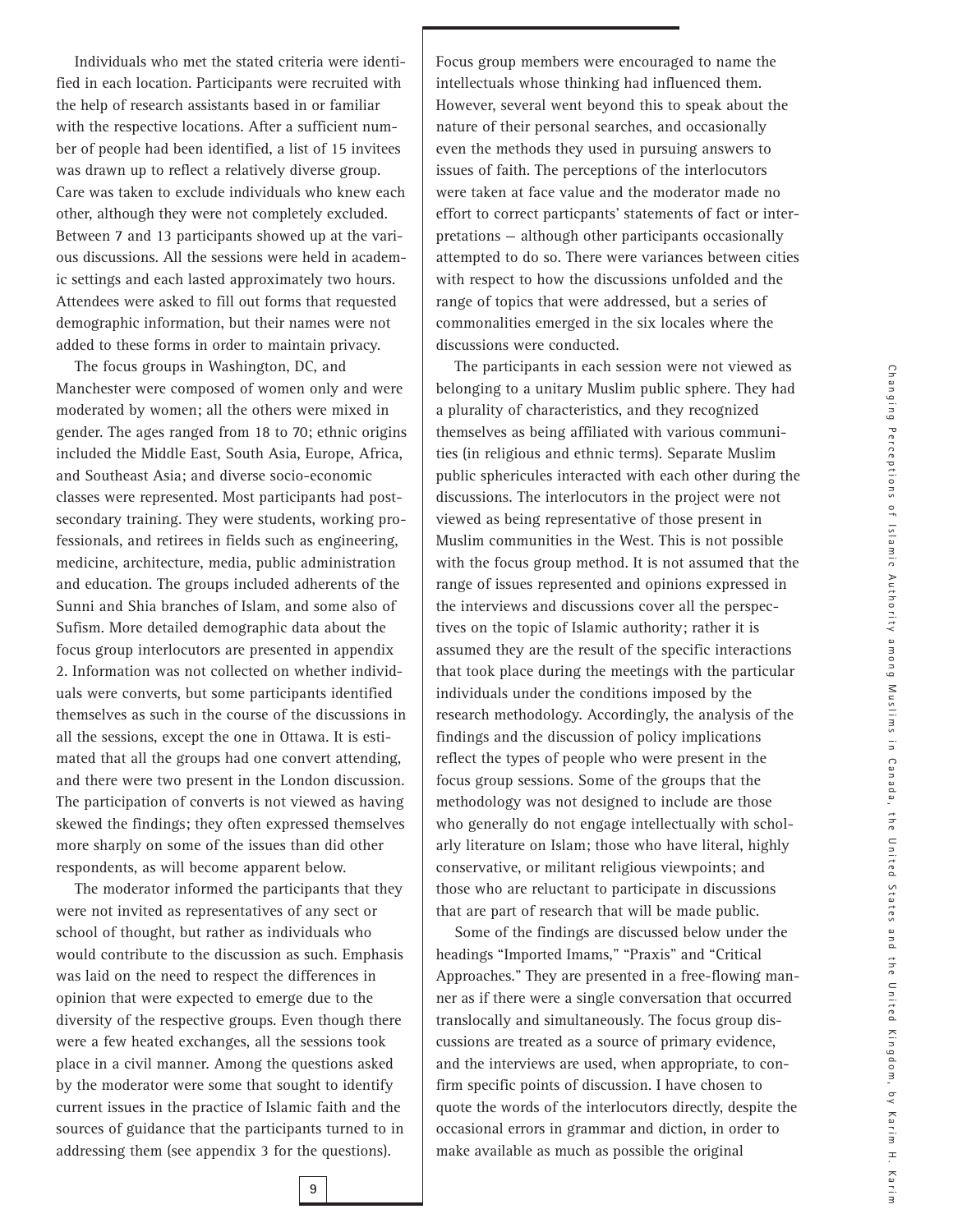Individuals who met the stated criteria were identified in each location. Participants were recruited with the help of research assistants based in or familiar with the respective locations. After a sufficient number of people had been identified, a list of 15 invitees was drawn up to reflect a relatively diverse group. Care was taken to exclude individuals who knew each other, although they were not completely excluded. Between 7 and 13 participants showed up at the various discussions. All the sessions were held in academic settings and each lasted approximately two hours. Attendees were asked to fill out forms that requested demographic information, but their names were not added to these forms in order to maintain privacy.

The focus groups in Washington, DC, and Manchester were composed of women only and were moderated by women; all the others were mixed in gender. The ages ranged from 18 to 70; ethnic origins included the Middle East, South Asia, Europe, Africa, and Southeast Asia; and diverse socio-economic classes were represented. Most participants had post-secondary training. They were students, working professionals, and retirees in fields such as engineering, medicine, architecture, media, public administration and education. The groups included adherents of the Sunni and Shia branches of Islam, and some also of Sufism. More detailed demographic data about the focus group interlocutors are presented in appendix 2. Information was not collected on whether individuals were converts, but some participants identified themselves as such in the course of the discussions in all the sessions, except the one in Ottawa. It is estimated that all the groups had one convert attending, and there were two present in the London discussion. The participation of converts is not viewed as having skewed the findings; they often expressed themselves more sharply on some of the issues than did other respondents, as will become apparent below.

The moderator informed the participants that they were not invited as representatives of any sect or school of thought, but rather as individuals who would contribute to the discussion as such. Emphasis was laid on the need to respect the differences in opinion that were expected to emerge due to the diversity of the respective groups. Even though there were a few heated exchanges, all the sessions took place in a civil manner. Among the questions asked by the moderator were some that sought to identify current issues in the practice of Islamic faith and the sources of guidance that the participants turned to in addressing them (see appendix 3 for the questions).

Focus group members were encouraged to name the intellectuals whose thinking had influenced them. However, several went beyond this to speak about the nature of their personal searches, and occasionally even the methods they used in pursuing answers to issues of faith. The perceptions of the interlocutors were taken at face value and the moderator made no effort to correct particpants' statements of fact or interpretations — although other participants occasionally attempted to do so. There were variances between cities with respect to how the discussions unfolded and the range of topics that were addressed, but a series of commonalities emerged in the six locales where the discussions were conducted.

The participants in each session were not viewed as belonging to a unitary Muslim public sphere. They had a plurality of characteristics, and they recognized themselves as being affiliated with various communities (in religious and ethnic terms). Separate Muslim public sphericules interacted with each other during the discussions. The interlocutors in the project were not viewed as being representative of those present in Muslim communities in the West. This is not possible with the focus group method. It is not assumed that the range of issues represented and opinions expressed in the interviews and discussions cover all the perspectives on the topic of Islamic authority; rather it is assumed they are the result of the specific interactions that took place during the meetings with the particular individuals under the conditions imposed by the research methodology. Accordingly, the analysis of the findings and the discussion of policy implications reflect the types of people who were present in the focus group sessions. Some of the groups that the methodology was not designed to include are those who generally do not engage intellectually with scholarly literature on Islam; those who have literal, highly conservative, or militant religious viewpoints; and those who are reluctant to participate in discussions that are part of research that will be made public.

Some of the findings are discussed below under the headings "Imported Imams," "Praxis" and "Critical Approaches." They are presented in a free-flowing manner as if there were a single conversation that occurred translocally and simultaneously. The focus group discussions are treated as a source of primary evidence, and the interviews are used, when appropriate, to confirm specific points of discussion. I have chosen to quote the words of the interlocutors directly, despite the occasional errors in grammar and diction, in order to make available as much as possible the original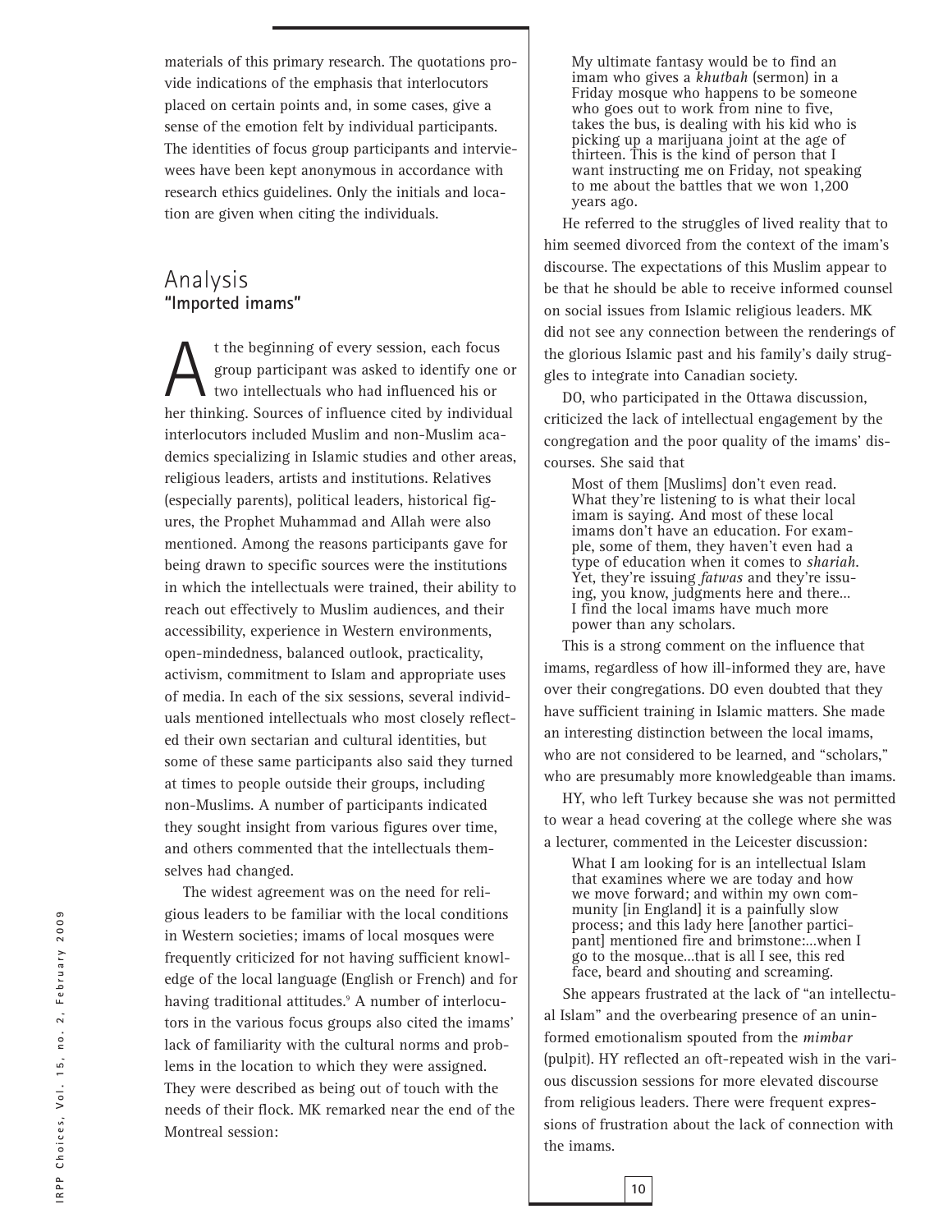materials of this primary research. The quotations provide indications of the emphasis that interlocutors placed on certain points and, in some cases, give a sense of the emotion felt by individual participants. The identities of focus group participants and interviewees have been kept anonymous in accordance with research ethics guidelines. Only the initials and location are given when citing the individuals.

## Analysis

### "Imported imams"

At the beginning of every session, each focus group participant was asked to identify one or two intellectuals who had influenced his or her thinking. Sources of influence cited by individual interlocutors included Muslim and non-Muslim academics specializing in Islamic studies and other areas, religious leaders, artists and institutions. Relatives (especially parents), political leaders, historical figures, the Prophet Muhammad and Allah were also mentioned. Among the reasons participants gave for being drawn to specific sources were the institutions in which the intellectuals were trained, their ability to reach out effectively to Muslim audiences, and their accessibility, experience in Western environments, open-mindedness, balanced outlook, practicality, activism, commitment to Islam and appropriate uses of media. In each of the six sessions, several individuals mentioned intellectuals who most closely reflected their own sectarian and cultural identities, but some of these same participants also said they turned at times to people outside their groups, including non-Muslims. A number of participants indicated they sought insight from various figures over time, and others commented that the intellectuals themselves had changed.

The widest agreement was on the need for religious leaders to be familiar with the local conditions in Western societies; imams of local mosques were frequently criticized for not having sufficient knowledge of the local language (English or French) and for having traditional attitudes.[9] A number of interlocutors in the various focus groups also cited the imams' lack of familiarity with the cultural norms and problems in the location to which they were assigned. They were described as being out of touch with the needs of their flock. MK remarked near the end of the Montreal session:

> My ultimate fantasy would be to find an imam who gives a *khutbah* (sermon) in a Friday mosque who happens to be someone who goes out to work from nine to five, takes the bus, is dealing with his kid who is picking up a marijuana joint at the age of thirteen. This is the kind of person that I want instructing me on Friday, not speaking to me about the battles that we won 1,200 years ago.

He referred to the struggles of lived reality that to him seemed divorced from the context of the imam's discourse. The expectations of this Muslim appear to be that he should be able to receive informed counsel on social issues from Islamic religious leaders. MK did not see any connection between the renderings of the glorious Islamic past and his family's daily struggles to integrate into Canadian society.

DO, who participated in the Ottawa discussion, criticized the lack of intellectual engagement by the congregation and the poor quality of the imams' discourses. She said that

> Most of them [Muslims] don't even read. What they're listening to is what their local imam is saying. And most of these local imams don't have an education. For example, some of them, they haven't even had a type of education when it comes to *shariah*. Yet, they're issuing *fatwas* and they're issuing, you know, judgments here and there... I find the local imams have much more power than any scholars.

This is a strong comment on the influence that imams, regardless of how ill-informed they are, have over their congregations. DO even doubted that they have sufficient training in Islamic matters. She made an interesting distinction between the local imams, who are not considered to be learned, and "scholars," who are presumably more knowledgeable than imams.

HY, who left Turkey because she was not permitted to wear a head covering at the college where she was a lecturer, commented in the Leicester discussion:

> What I am looking for is an intellectual Islam that examines where we are today and how we move forward; and within my own community [in England] it is a painfully slow process; and this lady here [another participant] mentioned fire and brimstone:...when I go to the mosque...that is all I see, this red face, beard and shouting and screaming.

She appears frustrated at the lack of "an intellectual Islam" and the overbearing presence of an uninformed emotionalism spouted from the *mimbar* (pulpit). HY reflected an oft-repeated wish in the various discussion sessions for more elevated discourse from religious leaders. There were frequent expressions of frustration about the lack of connection with the imams.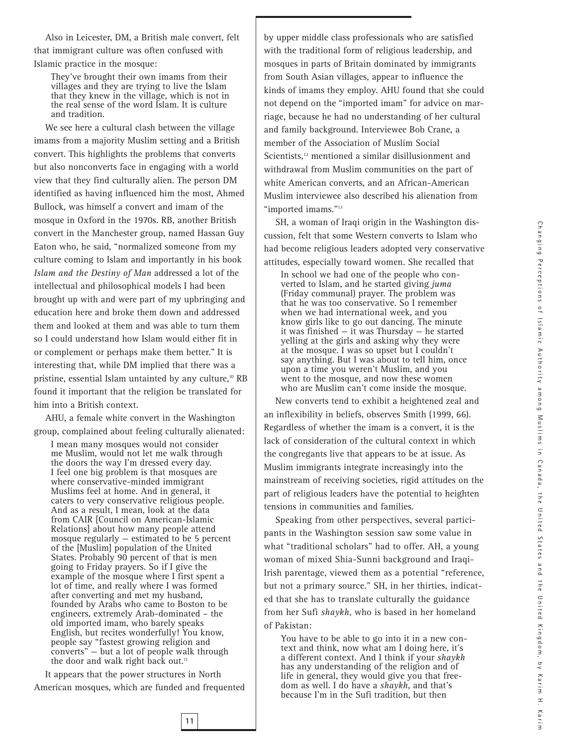Also in Leicester, DM, a British male convert, felt that immigrant culture was often confused with Islamic practice in the mosque:

> They've brought their own imams from their villages and they are trying to live the Islam that they knew in the village, which is not in the real sense of the word Islam. It is culture and tradition.

We see here a cultural clash between the village imams from a majority Muslim setting and a British convert. This highlights the problems that converts but also nonconverts face in engaging with a world view that they find culturally alien. The person DM identified as having influenced him the most, Ahmed Bullock, was himself a convert and imam of the mosque in Oxford in the 1970s. RB, another British convert in the Manchester group, named Hassan Guy Eaton who, he said, "normalized someone from my culture coming to Islam and importantly in his book *Islam and the Destiny of Man* addressed a lot of the intellectual and philosophical models I had been brought up with and were part of my upbringing and education here and broke them down and addressed them and looked at them and was able to turn them so I could understand how Islam would either fit in or complement or perhaps make them better." It is interesting that, while DM implied that there was a pristine, essential Islam untainted by any culture,[10] RB found it important that the religion be translated for him into a British context.

AHU, a female white convert in the Washington group, complained about feeling culturally alienated:

> I mean many mosques would not consider me Muslim, would not let me walk through the doors the way I'm dressed every day. I feel one big problem is that mosques are where conservative-minded immigrant Muslims feel at home. And in general, it caters to very conservative religious people. And as a result, I mean, look at the data from CAIR [Council on American-Islamic Relations] about how many people attend mosque regularly – estimated to be 5 percent of the [Muslim] population of the United States. Probably 90 percent of that is men going to Friday prayers. So if I give the example of the mosque where I first spent a lot of time, and really where I was formed after converting and met my husband, founded by Arabs who came to Boston to be engineers, extremely Arab-dominated – the old imported imam, who barely speaks English, but recites wonderfully! You know, people say "fastest growing religion and converts" – but a lot of people walk through the door and walk right back out.[11]

It appears that the power structures in North American mosques, which are funded and frequented by upper middle class professionals who are satisfied with the traditional form of religious leadership, and mosques in parts of Britain dominated by immigrants from South Asian villages, appear to influence the kinds of imams they employ. AHU found that she could not depend on the "imported imam" for advice on marriage, because he had no understanding of her cultural and family background. Interviewee Bob Crane, a member of the Association of Muslim Social Scientists,[12] mentioned a similar disillusionment and withdrawal from Muslim communities on the part of white American converts, and an African-American Muslim interviewee also described his alienation from "imported imams."[13]

SH, a woman of Iraqi origin in the Washington discussion, felt that some Western converts to Islam who had become religious leaders adopted very conservative attitudes, especially toward women. She recalled that

> In school we had one of the people who converted to Islam, and he started giving *juma* (Friday communal) prayer. The problem was that he was too conservative. So I remember when we had international week, and you know girls like to go out dancing. The minute it was finished – it was Thursday – he started yelling at the girls and asking why they were at the mosque. I was so upset but I couldn't say anything. But I was about to tell him, once upon a time you weren't Muslim, and you went to the mosque, and now these women who are Muslim can't come inside the mosque.

New converts tend to exhibit a heightened zeal and an inflexibility in beliefs, observes Smith (1999, 66). Regardless of whether the imam is a convert, it is the lack of consideration of the cultural context in which the congregants live that appears to be at issue. As Muslim immigrants integrate increasingly into the mainstream of receiving societies, rigid attitudes on the part of religious leaders have the potential to heighten tensions in communities and families.

Speaking from other perspectives, several participants in the Washington session saw some value in what "traditional scholars" had to offer. AH, a young woman of mixed Shia-Sunni background and Iraqi-Irish parentage, viewed them as a potential "reference, but not a primary source." SH, in her thirties, indicated that she has to translate culturally the guidance from her Sufi *shaykh*, who is based in her homeland of Pakistan:

> You have to be able to go into it in a new context and think, now what am I doing here, it's a different context. And I think if your *shaykh* has any understanding of the religion and of life in general, they would give you that freedom as well. I do have a *shaykh*, and that's because I'm in the Sufi tradition, but then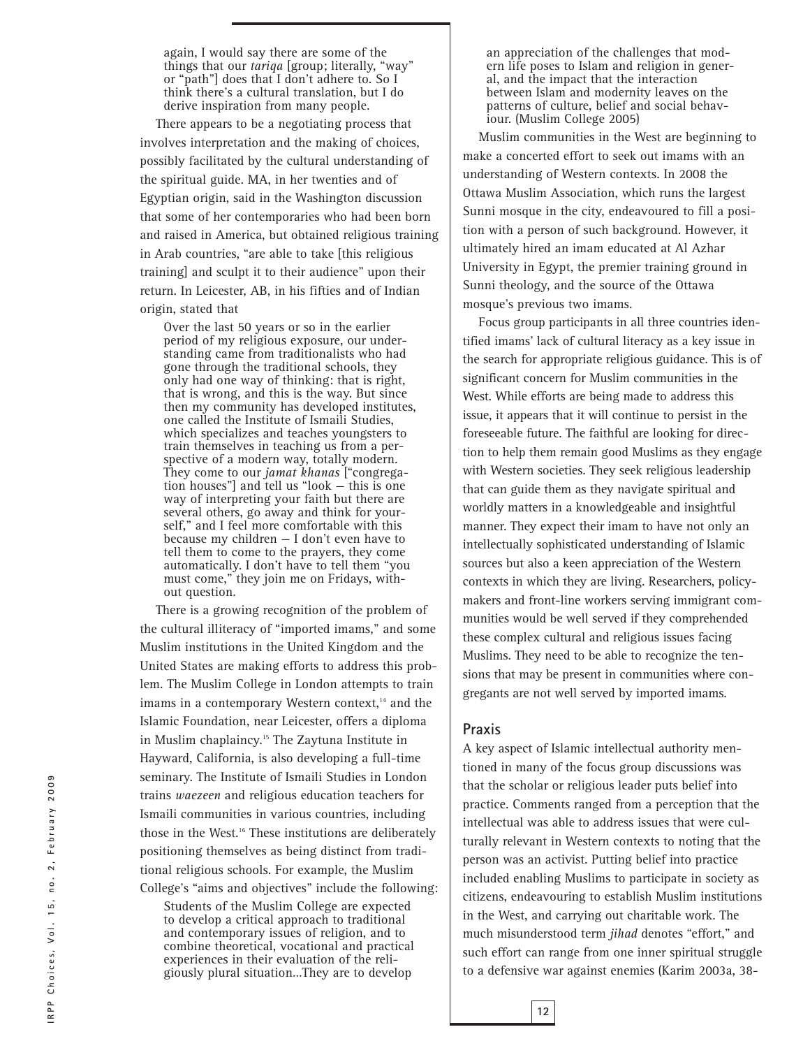again, I would say there are some of the things that our *tariqa* [group; literally, "way" or "path"] does that I don't adhere to. So I think there's a cultural translation, but I do derive inspiration from many people.

There appears to be a negotiating process that involves interpretation and the making of choices, possibly facilitated by the cultural understanding of the spiritual guide. MA, in her twenties and of Egyptian origin, said in the Washington discussion that some of her contemporaries who had been born and raised in America, but obtained religious training in Arab countries, "are able to take [this religious training] and sculpt it to their audience" upon their return. In Leicester, AB, in his fifties and of Indian origin, stated that

> Over the last 50 years or so in the earlier period of my religious exposure, our understanding came from traditionalists who had gone through the traditional schools, they only had one way of thinking: that is right, that is wrong, and this is the way. But since then my community has developed institutes, one called the Institute of Ismaili Studies, which specializes and teaches youngsters to train themselves in teaching us from a perspective of a modern way, totally modern. They come to our *jamat khanas* ["congregation houses"] and tell us "look — this is one way of interpreting your faith but there are several others, go away and think for yourself," and I feel more comfortable with this because my children — I don't even have to tell them to come to the prayers, they come automatically. I don't have to tell them "you must come," they join me on Fridays, without question.

There is a growing recognition of the problem of the cultural illiteracy of "imported imams," and some Muslim institutions in the United Kingdom and the United States are making efforts to address this problem. The Muslim College in London attempts to train imams in a contemporary Western context,[14] and the Islamic Foundation, near Leicester, offers a diploma in Muslim chaplaincy.[15] The Zaytuna Institute in Hayward, California, is also developing a full-time seminary. The Institute of Ismaili Studies in London trains *waezeen* and religious education teachers for Ismaili communities in various countries, including those in the West.[16] These institutions are deliberately positioning themselves as being distinct from traditional religious schools. For example, the Muslim College's "aims and objectives" include the following:

> Students of the Muslim College are expected to develop a critical approach to traditional and contemporary issues of religion, and to combine theoretical, vocational and practical experiences in their evaluation of the religiously plural situation...They are to develop an appreciation of the challenges that modern life poses to Islam and religion in general, and the impact that the interaction between Islam and modernity leaves on the patterns of culture, belief and social behaviour. (Muslim College 2005)

Muslim communities in the West are beginning to make a concerted effort to seek out imams with an understanding of Western contexts. In 2008 the Ottawa Muslim Association, which runs the largest Sunni mosque in the city, endeavoured to fill a position with a person of such background. However, it ultimately hired an imam educated at Al Azhar University in Egypt, the premier training ground in Sunni theology, and the source of the Ottawa mosque's previous two imams.

Focus group participants in all three countries identified imams' lack of cultural literacy as a key issue in the search for appropriate religious guidance. This is of significant concern for Muslim communities in the West. While efforts are being made to address this issue, it appears that it will continue to persist in the foreseeable future. The faithful are looking for direction to help them remain good Muslims as they engage with Western societies. They seek religious leadership that can guide them as they navigate spiritual and worldly matters in a knowledgeable and insightful manner. They expect their imam to have not only an intellectually sophisticated understanding of Islamic sources but also a keen appreciation of the Western contexts in which they are living. Researchers, policymakers and front-line workers serving immigrant communities would be well served if they comprehended these complex cultural and religious issues facing Muslims. They need to be able to recognize the tensions that may be present in communities where congregants are not well served by imported imams.

## Praxis

A key aspect of Islamic intellectual authority mentioned in many of the focus group discussions was that the scholar or religious leader puts belief into practice. Comments ranged from a perception that the intellectual was able to address issues that were culturally relevant in Western contexts to noting that the person was an activist. Putting belief into practice included enabling Muslims to participate in society as citizens, endeavouring to establish Muslim institutions in the West, and carrying out charitable work. The much misunderstood term *jihad* denotes "effort," and such effort can range from one inner spiritual struggle to a defensive war against enemies (Karim 2003a, 38-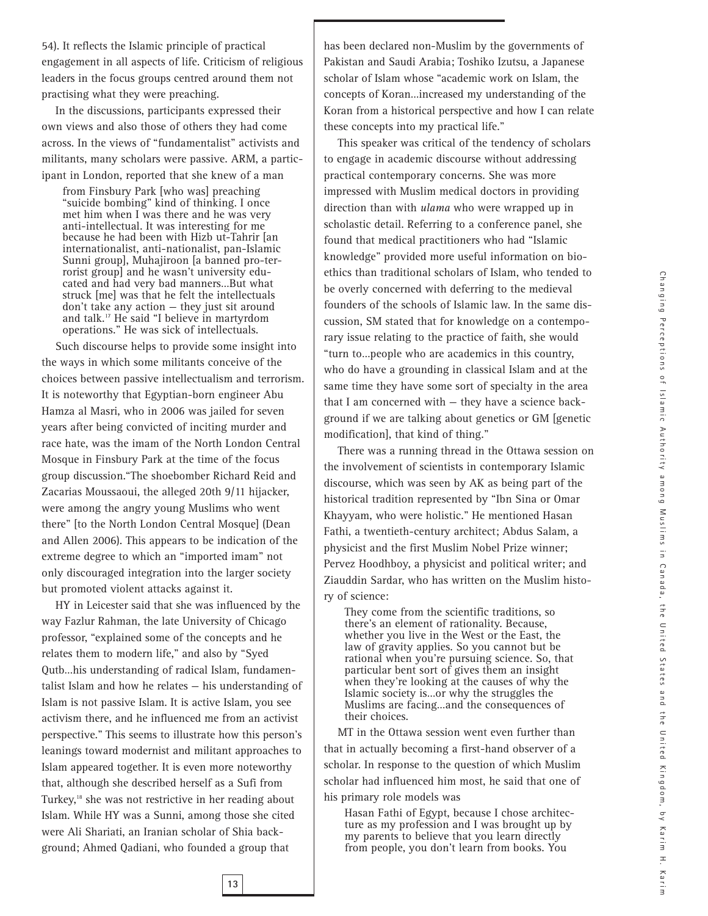54). It reflects the Islamic principle of practical engagement in all aspects of life. Criticism of religious leaders in the focus groups centred around them not practising what they were preaching.

In the discussions, participants expressed their own views and also those of others they had come across. In the views of "fundamentalist" activists and militants, many scholars were passive. ARM, a participant in London, reported that she knew of a man

> from Finsbury Park [who was] preaching "suicide bombing" kind of thinking. I once met him when I was there and he was very anti-intellectual. It was interesting for me because he had been with Hizb ut-Tahrir [an internationalist, anti-nationalist, pan-Islamic Sunni group], Muhajiroon [a banned pro-terrorist group] and he wasn't university educated and had very bad manners...But what struck [me] was that he felt the intellectuals don't take any action — they just sit around and talk.[17] He said "I believe in martyrdom operations." He was sick of intellectuals.

Such discourse helps to provide some insight into the ways in which some militants conceive of the choices between passive intellectualism and terrorism. It is noteworthy that Egyptian-born engineer Abu Hamza al Masri, who in 2006 was jailed for seven years after being convicted of inciting murder and race hate, was the imam of the North London Central Mosque in Finsbury Park at the time of the focus group discussion."The shoebomber Richard Reid and Zacarias Moussaoui, the alleged 20th 9/11 hijacker, were among the angry young Muslims who went there" [to the North London Central Mosque] (Dean and Allen 2006). This appears to be indication of the extreme degree to which an "imported imam" not only discouraged integration into the larger society but promoted violent attacks against it.

HY in Leicester said that she was influenced by the way Fazlur Rahman, the late University of Chicago professor, "explained some of the concepts and he relates them to modern life," and also by "Syed Qutb...his understanding of radical Islam, fundamentalist Islam and how he relates — his understanding of Islam is not passive Islam. It is active Islam, you see activism there, and he influenced me from an activist perspective." This seems to illustrate how this person's leanings toward modernist and militant approaches to Islam appeared together. It is even more noteworthy that, although she described herself as a Sufi from Turkey,[18] she was not restrictive in her reading about Islam. While HY was a Sunni, among those she cited were Ali Shariati, an Iranian scholar of Shia background; Ahmed Qadiani, who founded a group that has been declared non-Muslim by the governments of Pakistan and Saudi Arabia; Toshiko Izutsu, a Japanese scholar of Islam whose "academic work on Islam, the concepts of Koran...increased my understanding of the Koran from a historical perspective and how I can relate these concepts into my practical life."

This speaker was critical of the tendency of scholars to engage in academic discourse without addressing practical contemporary concerns. She was more impressed with Muslim medical doctors in providing direction than with *ulama* who were wrapped up in scholastic detail. Referring to a conference panel, she found that medical practitioners who had "Islamic knowledge" provided more useful information on bioethics than traditional scholars of Islam, who tended to be overly concerned with deferring to the medieval founders of the schools of Islamic law. In the same discussion, SM stated that for knowledge on a contemporary issue relating to the practice of faith, she would "turn to...people who are academics in this country, who do have a grounding in classical Islam and at the same time they have some sort of specialty in the area that I am concerned with — they have a science background if we are talking about genetics or GM [genetic modification], that kind of thing."

There was a running thread in the Ottawa session on the involvement of scientists in contemporary Islamic discourse, which was seen by AK as being part of the historical tradition represented by "Ibn Sina or Omar Khayyam, who were holistic." He mentioned Hasan Fathi, a twentieth-century architect; Abdus Salam, a physicist and the first Muslim Nobel Prize winner; Pervez Hoodhboy, a physicist and political writer; and Ziauddin Sardar, who has written on the Muslim history of science:

> They come from the scientific traditions, so there's an element of rationality. Because, whether you live in the West or the East, the law of gravity applies. So you cannot but be rational when you're pursuing science. So, that particular bent sort of gives them an insight when they're looking at the causes of why the Islamic society is...or why the struggles the Muslims are facing...and the consequences of their choices.

MT in the Ottawa session went even further than that in actually becoming a first-hand observer of a scholar. In response to the question of which Muslim scholar had influenced him most, he said that one of his primary role models was

> Hasan Fathi of Egypt, because I chose architecture as my profession and I was brought up by my parents to believe that you learn directly from people, you don't learn from books. You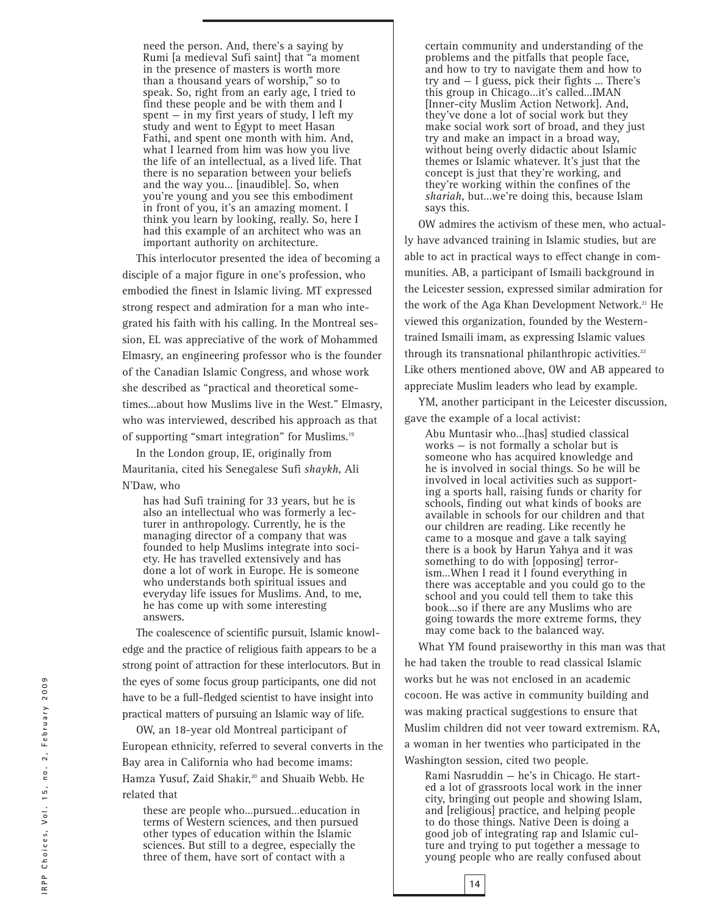> need the person. And, there's a saying by Rumi [a medieval Sufi saint] that "a moment in the presence of masters is worth more than a thousand years of worship," so to speak. So, right from an early age, I tried to find these people and be with them and I spent — in my first years of study, I left my study and went to Egypt to meet Hasan Fathi, and spent one month with him. And, what I learned from him was how you live the life of an intellectual, as a lived life. That there is no separation between your beliefs and the way you... [inaudible]. So, when you're young and you see this embodiment in front of you, it's an amazing moment. I think you learn by looking, really. So, here I had this example of an architect who was an important authority on architecture.

This interlocutor presented the idea of becoming a disciple of a major figure in one's profession, who embodied the finest in Islamic living. MT expressed strong respect and admiration for a man who integrated his faith with his calling. In the Montreal session, EL was appreciative of the work of Mohammed Elmasry, an engineering professor who is the founder of the Canadian Islamic Congress, and whose work she described as "practical and theoretical sometimes...about how Muslims live in the West." Elmasry, who was interviewed, described his approach as that of supporting "smart integration" for Muslims.[19]

In the London group, IE, originally from Mauritania, cited his Senegalese Sufi *shaykh*, Ali N'Daw, who

> has had Sufi training for 33 years, but he is also an intellectual who was formerly a lecturer in anthropology. Currently, he is the managing director of a company that was founded to help Muslims integrate into society. He has travelled extensively and has done a lot of work in Europe. He is someone who understands both spiritual issues and everyday life issues for Muslims. And, to me, he has come up with some interesting answers.

The coalescence of scientific pursuit, Islamic knowledge and the practice of religious faith appears to be a strong point of attraction for these interlocutors. But in the eyes of some focus group participants, one did not have to be a full-fledged scientist to have insight into practical matters of pursuing an Islamic way of life.

OW, an 18-year old Montreal participant of European ethnicity, referred to several converts in the Bay area in California who had become imams: Hamza Yusuf, Zaid Shakir,[20] and Shuaib Webb. He related that

> these are people who...pursued...education in terms of Western sciences, and then pursued other types of education within the Islamic sciences. But still to a degree, especially the three of them, have sort of contact with a certain community and understanding of the problems and the pitfalls that people face, and how to try to navigate them and how to try and — I guess, pick their fights ... There's this group in Chicago...it's called...IMAN [Inner-city Muslim Action Network]. And, they've done a lot of social work but they make social work sort of broad, and they just try and make an impact in a broad way, without being overly didactic about Islamic themes or Islamic whatever. It's just that the concept is just that they're working, and they're working within the confines of the *shariah*, but...we're doing this, because Islam says this.

OW admires the activism of these men, who actually have advanced training in Islamic studies, but are able to act in practical ways to effect change in communities. AB, a participant of Ismaili background in the Leicester session, expressed similar admiration for the work of the Aga Khan Development Network.[21] He viewed this organization, founded by the Western-trained Ismaili imam, as expressing Islamic values through its transnational philanthropic activities.[22] Like others mentioned above, OW and AB appeared to appreciate Muslim leaders who lead by example.

YM, another participant in the Leicester discussion, gave the example of a local activist:

> Abu Muntasir who...[has] studied classical works — is not formally a scholar but is someone who has acquired knowledge and he is involved in social things. So he will be involved in local activities such as supporting a sports hall, raising funds or charity for schools, finding out what kinds of books are available in schools for our children and that our children are reading. Like recently he came to a mosque and gave a talk saying there is a book by Harun Yahya and it was something to do with [opposing] terrorism...When I read it I found everything in there was acceptable and you could go to the school and you could tell them to take this book...so if there are any Muslims who are going towards the more extreme forms, they may come back to the balanced way.

What YM found praiseworthy in this man was that he had taken the trouble to read classical Islamic works but he was not enclosed in an academic cocoon. He was active in community building and was making practical suggestions to ensure that Muslim children did not veer toward extremism. RA, a woman in her twenties who participated in the Washington session, cited two people.

> Rami Nasruddin — he's in Chicago. He started a lot of grassroots local work in the inner city, bringing out people and showing Islam, and [religious] practice, and helping people to do those things. Native Deen is doing a good job of integrating rap and Islamic culture and trying to put together a message to young people who are really confused about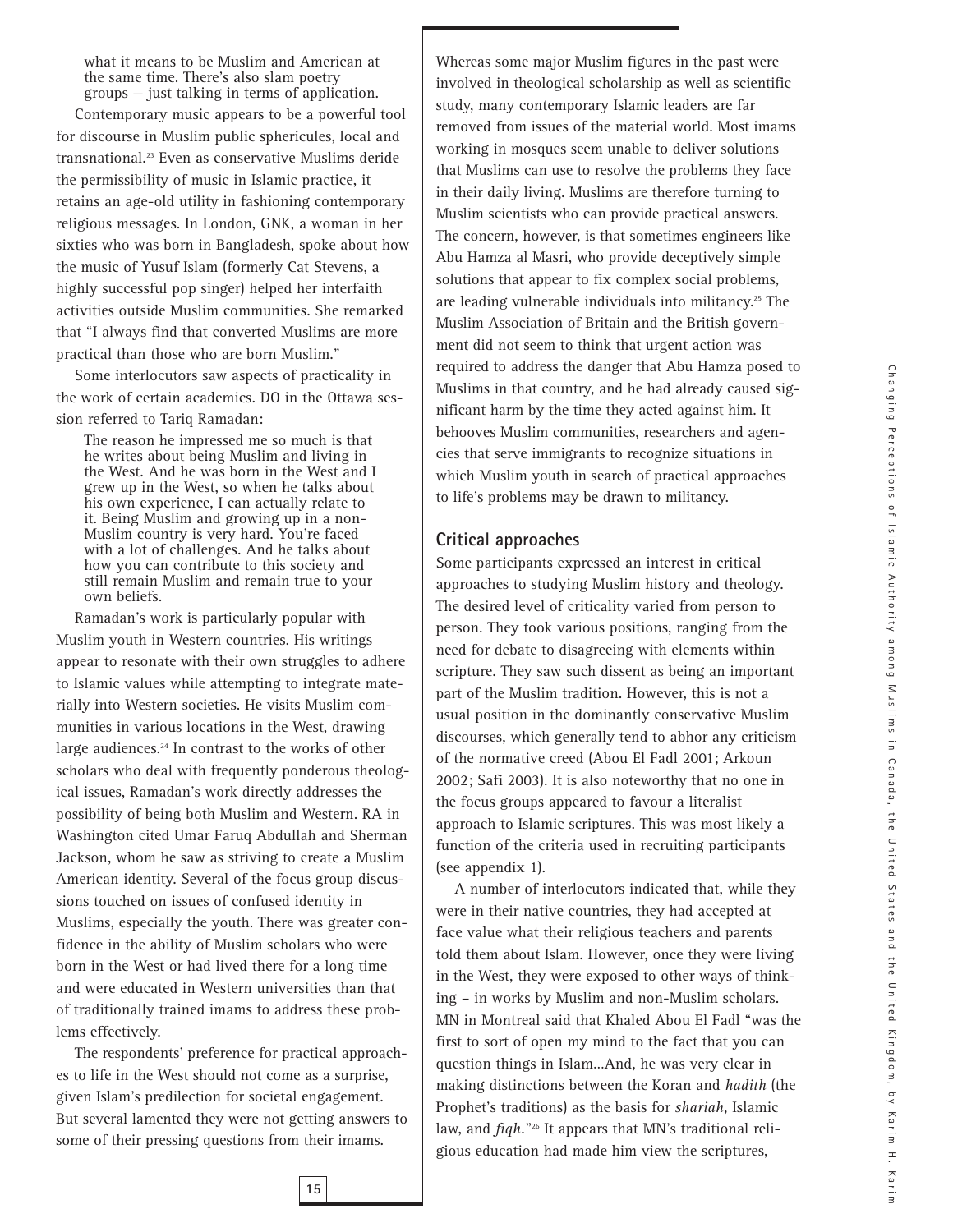what it means to be Muslim and American at the same time. There's also slam poetry groups — just talking in terms of application.

Contemporary music appears to be a powerful tool for discourse in Muslim public sphericules, local and transnational.[23] Even as conservative Muslims deride the permissibility of music in Islamic practice, it retains an age-old utility in fashioning contemporary religious messages. In London, GNK, a woman in her sixties who was born in Bangladesh, spoke about how the music of Yusuf Islam (formerly Cat Stevens, a highly successful pop singer) helped her interfaith activities outside Muslim communities. She remarked that "I always find that converted Muslims are more practical than those who are born Muslim."

Some interlocutors saw aspects of practicality in the work of certain academics. DO in the Ottawa session referred to Tariq Ramadan:

> The reason he impressed me so much is that he writes about being Muslim and living in the West. And he was born in the West and I grew up in the West, so when he talks about his own experience, I can actually relate to it. Being Muslim and growing up in a non-Muslim country is very hard. You're faced with a lot of challenges. And he talks about how you can contribute to this society and still remain Muslim and remain true to your own beliefs.

Ramadan's work is particularly popular with Muslim youth in Western countries. His writings appear to resonate with their own struggles to adhere to Islamic values while attempting to integrate materially into Western societies. He visits Muslim communities in various locations in the West, drawing large audiences.[24] In contrast to the works of other scholars who deal with frequently ponderous theological issues, Ramadan's work directly addresses the possibility of being both Muslim and Western. RA in Washington cited Umar Faruq Abdullah and Sherman Jackson, whom he saw as striving to create a Muslim American identity. Several of the focus group discussions touched on issues of confused identity in Muslims, especially the youth. There was greater confidence in the ability of Muslim scholars who were born in the West or had lived there for a long time and were educated in Western universities than that of traditionally trained imams to address these problems effectively.

The respondents' preference for practical approaches to life in the West should not come as a surprise, given Islam's predilection for societal engagement. But several lamented they were not getting answers to some of their pressing questions from their imams. Whereas some major Muslim figures in the past were involved in theological scholarship as well as scientific study, many contemporary Islamic leaders are far removed from issues of the material world. Most imams working in mosques seem unable to deliver solutions that Muslims can use to resolve the problems they face in their daily living. Muslims are therefore turning to Muslim scientists who can provide practical answers. The concern, however, is that sometimes engineers like Abu Hamza al Masri, who provide deceptively simple solutions that appear to fix complex social problems, are leading vulnerable individuals into militancy.[25] The Muslim Association of Britain and the British government did not seem to think that urgent action was required to address the danger that Abu Hamza posed to Muslims in that country, and he had already caused significant harm by the time they acted against him. It behooves Muslim communities, researchers and agencies that serve immigrants to recognize situations in which Muslim youth in search of practical approaches to life's problems may be drawn to militancy.

## Critical approaches

Some participants expressed an interest in critical approaches to studying Muslim history and theology. The desired level of criticality varied from person to person. They took various positions, ranging from the need for debate to disagreeing with elements within scripture. They saw such dissent as being an important part of the Muslim tradition. However, this is not a usual position in the dominantly conservative Muslim discourses, which generally tend to abhor any criticism of the normative creed (Abou El Fadl 2001; Arkoun 2002; Safi 2003). It is also noteworthy that no one in the focus groups appeared to favour a literalist approach to Islamic scriptures. This was most likely a function of the criteria used in recruiting participants (see appendix 1).

A number of interlocutors indicated that, while they were in their native countries, they had accepted at face value what their religious teachers and parents told them about Islam. However, once they were living in the West, they were exposed to other ways of thinking – in works by Muslim and non-Muslim scholars. MN in Montreal said that Khaled Abou El Fadl "was the first to sort of open my mind to the fact that you can question things in Islam...And, he was very clear in making distinctions between the Koran and *hadith* (the Prophet's traditions) as the basis for *shariah*, Islamic law, and *fiqh*."[26] It appears that MN's traditional religious education had made him view the scriptures,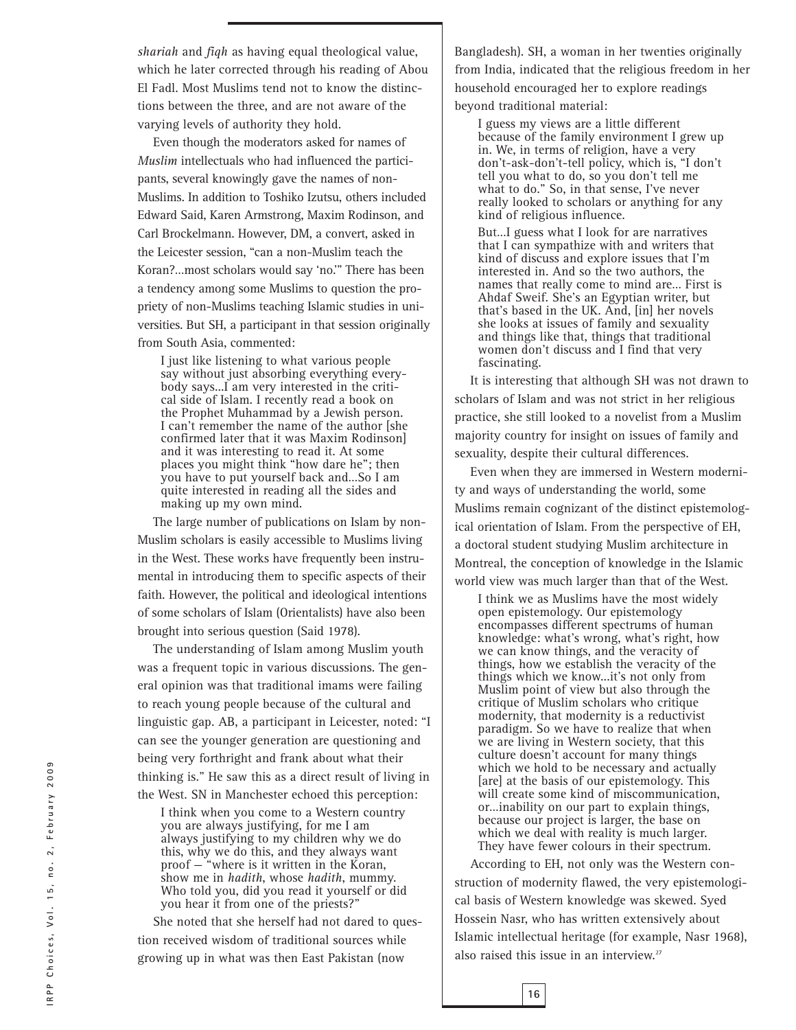*shariah* and *fiqh* as having equal theological value, which he later corrected through his reading of Abou El Fadl. Most Muslims tend not to know the distinctions between the three, and are not aware of the varying levels of authority they hold.

Even though the moderators asked for names of *Muslim* intellectuals who had influenced the participants, several knowingly gave the names of non-Muslims. In addition to Toshiko Izutsu, others included Edward Said, Karen Armstrong, Maxim Rodinson, and Carl Brockelmann. However, DM, a convert, asked in the Leicester session, "can a non-Muslim teach the Koran?...most scholars would say 'no.'" There has been a tendency among some Muslims to question the propriety of non-Muslims teaching Islamic studies in universities. But SH, a participant in that session originally from South Asia, commented:

> I just like listening to what various people say without just absorbing everything everybody says...I am very interested in the critical side of Islam. I recently read a book on the Prophet Muhammad by a Jewish person. I can't remember the name of the author [she confirmed later that it was Maxim Rodinson] and it was interesting to read it. At some places you might think "how dare he"; then you have to put yourself back and...So I am quite interested in reading all the sides and making up my own mind.

The large number of publications on Islam by non-Muslim scholars is easily accessible to Muslims living in the West. These works have frequently been instrumental in introducing them to specific aspects of their faith. However, the political and ideological intentions of some scholars of Islam (Orientalists) have also been brought into serious question (Said 1978).

The understanding of Islam among Muslim youth was a frequent topic in various discussions. The general opinion was that traditional imams were failing to reach young people because of the cultural and linguistic gap. AB, a participant in Leicester, noted: "I can see the younger generation are questioning and being very forthright and frank about what their thinking is." He saw this as a direct result of living in the West. SN in Manchester echoed this perception:

> I think when you come to a Western country you are always justifying, for me I am always justifying to my children why we do this, why we do this, and they always want proof — "where is it written in the Koran, show me in *hadith*, whose *hadith*, mummy. Who told you, did you read it yourself or did you hear it from one of the priests?"

She noted that she herself had not dared to question received wisdom of traditional sources while growing up in what was then East Pakistan (now Bangladesh). SH, a woman in her twenties originally from India, indicated that the religious freedom in her household encouraged her to explore readings beyond traditional material:

> I guess my views are a little different because of the family environment I grew up in. We, in terms of religion, have a very don't-ask-don't-tell policy, which is, "I don't tell you what to do, so you don't tell me what to do." So, in that sense, I've never really looked to scholars or anything for any kind of religious influence.
>
> But...I guess what I look for are narratives that I can sympathize with and writers that kind of discuss and explore issues that I'm interested in. And so the two authors, the names that really come to mind are... First is Ahdaf Sweif. She's an Egyptian writer, but that's based in the UK. And, [in] her novels she looks at issues of family and sexuality and things like that, things that traditional women don't discuss and I find that very fascinating.

It is interesting that although SH was not drawn to scholars of Islam and was not strict in her religious practice, she still looked to a novelist from a Muslim majority country for insight on issues of family and sexuality, despite their cultural differences.

Even when they are immersed in Western modernity and ways of understanding the world, some Muslims remain cognizant of the distinct epistemological orientation of Islam. From the perspective of EH, a doctoral student studying Muslim architecture in Montreal, the conception of knowledge in the Islamic world view was much larger than that of the West.

> I think we as Muslims have the most widely open epistemology. Our epistemology encompasses different spectrums of human knowledge: what's wrong, what's right, how we can know things, and the veracity of things, how we establish the veracity of the things which we know...it's not only from Muslim point of view but also through the critique of Muslim scholars who critique modernity, that modernity is a reductivist paradigm. So we have to realize that when we are living in Western society, that this culture doesn't account for many things which we hold to be necessary and actually [are] at the basis of our epistemology. This will create some kind of miscommunication, or...inability on our part to explain things, because our project is larger, the base on which we deal with reality is much larger. They have fewer colours in their spectrum.

According to EH, not only was the Western construction of modernity flawed, the very epistemological basis of Western knowledge was skewed. Syed Hossein Nasr, who has written extensively about Islamic intellectual heritage (for example, Nasr 1968), also raised this issue in an interview.[27]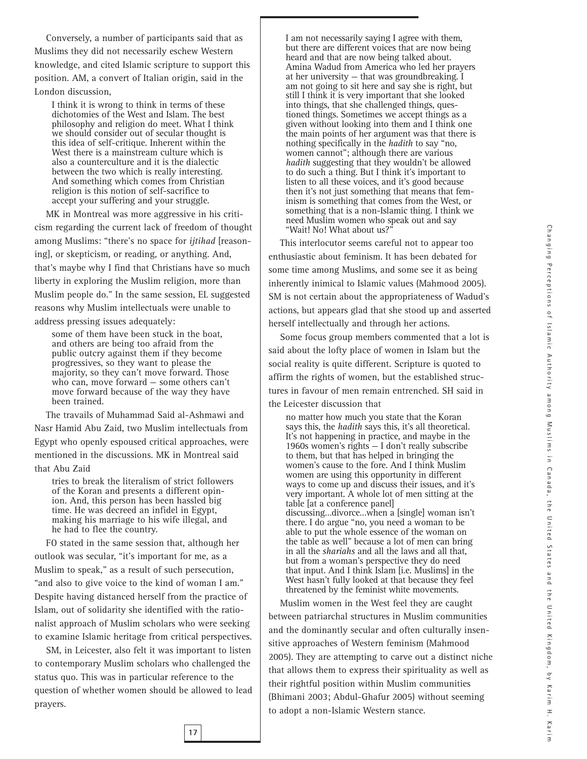Conversely, a number of participants said that as Muslims they did not necessarily eschew Western knowledge, and cited Islamic scripture to support this position. AM, a convert of Italian origin, said in the London discussion,

> I think it is wrong to think in terms of these dichotomies of the West and Islam. The best philosophy and religion do meet. What I think we should consider out of secular thought is this idea of self-critique. Inherent within the West there is a mainstream culture which is also a counterculture and it is the dialectic between the two which is really interesting. And something which comes from Christian religion is this notion of self-sacrifice to accept your suffering and your struggle.

MK in Montreal was more aggressive in his criticism regarding the current lack of freedom of thought among Muslims: "there's no space for *ijtihad* [reasoning], or skepticism, or reading, or anything. And, that's maybe why I find that Christians have so much liberty in exploring the Muslim religion, more than Muslim people do." In the same session, EL suggested reasons why Muslim intellectuals were unable to address pressing issues adequately:

> some of them have been stuck in the boat, and others are being too afraid from the public outcry against them if they become progressives, so they want to please the majority, so they can't move forward. Those who can, move forward – some others can't move forward because of the way they have been trained.

The travails of Muhammad Said al-Ashmawi and Nasr Hamid Abu Zaid, two Muslim intellectuals from Egypt who openly espoused critical approaches, were mentioned in the discussions. MK in Montreal said that Abu Zaid

> tries to break the literalism of strict followers of the Koran and presents a different opinion. And, this person has been hassled big time. He was decreed an infidel in Egypt, making his marriage to his wife illegal, and he had to flee the country.

FO stated in the same session that, although her outlook was secular, "it's important for me, as a Muslim to speak," as a result of such persecution, "and also to give voice to the kind of woman I am." Despite having distanced herself from the practice of Islam, out of solidarity she identified with the rationalist approach of Muslim scholars who were seeking to examine Islamic heritage from critical perspectives.

SM, in Leicester, also felt it was important to listen to contemporary Muslim scholars who challenged the status quo. This was in particular reference to the question of whether women should be allowed to lead prayers.

> I am not necessarily saying I agree with them, but there are different voices that are now being heard and that are now being talked about. Amina Wadud from America who led her prayers at her university – that was groundbreaking. I am not going to sit here and say she is right, but still I think it is very important that she looked into things, that she challenged things, questioned things. Sometimes we accept things as a given without looking into them and I think one the main points of her argument was that there is nothing specifically in the *hadith* to say "no, women cannot"; although there are various *hadith* suggesting that they wouldn't be allowed to do such a thing. But I think it's important to listen to all these voices, and it's good because then it's not just something that means that feminism is something that comes from the West, or something that is a non-Islamic thing. I think we need Muslim women who speak out and say "Wait! No! What about us?"

This interlocutor seems careful not to appear too enthusiastic about feminism. It has been debated for some time among Muslims, and some see it as being inherently inimical to Islamic values (Mahmood 2005). SM is not certain about the appropriateness of Wadud's actions, but appears glad that she stood up and asserted herself intellectually and through her actions.

Some focus group members commented that a lot is said about the lofty place of women in Islam but the social reality is quite different. Scripture is quoted to affirm the rights of women, but the established structures in favour of men remain entrenched. SH said in the Leicester discussion that

> no matter how much you state that the Koran says this, the *hadith* says this, it's all theoretical. It's not happening in practice, and maybe in the 1960s women's rights – I don't really subscribe to them, but that has helped in bringing the women's cause to the fore. And I think Muslim women are using this opportunity in different ways to come up and discuss their issues, and it's very important. A whole lot of men sitting at the table [at a conference panel] discussing...divorce...when a [single] woman isn't there. I do argue "no, you need a woman to be able to put the whole essence of the woman on the table as well" because a lot of men can bring in all the *shariahs* and all the laws and all that, but from a woman's perspective they do need that input. And I think Islam [i.e. Muslims] in the West hasn't fully looked at that because they feel threatened by the feminist white movements.

Muslim women in the West feel they are caught between patriarchal structures in Muslim communities and the dominantly secular and often culturally insensitive approaches of Western feminism (Mahmood 2005). They are attempting to carve out a distinct niche that allows them to express their spirituality as well as their rightful position within Muslim communities (Bhimani 2003; Abdul-Ghafur 2005) without seeming to adopt a non-Islamic Western stance.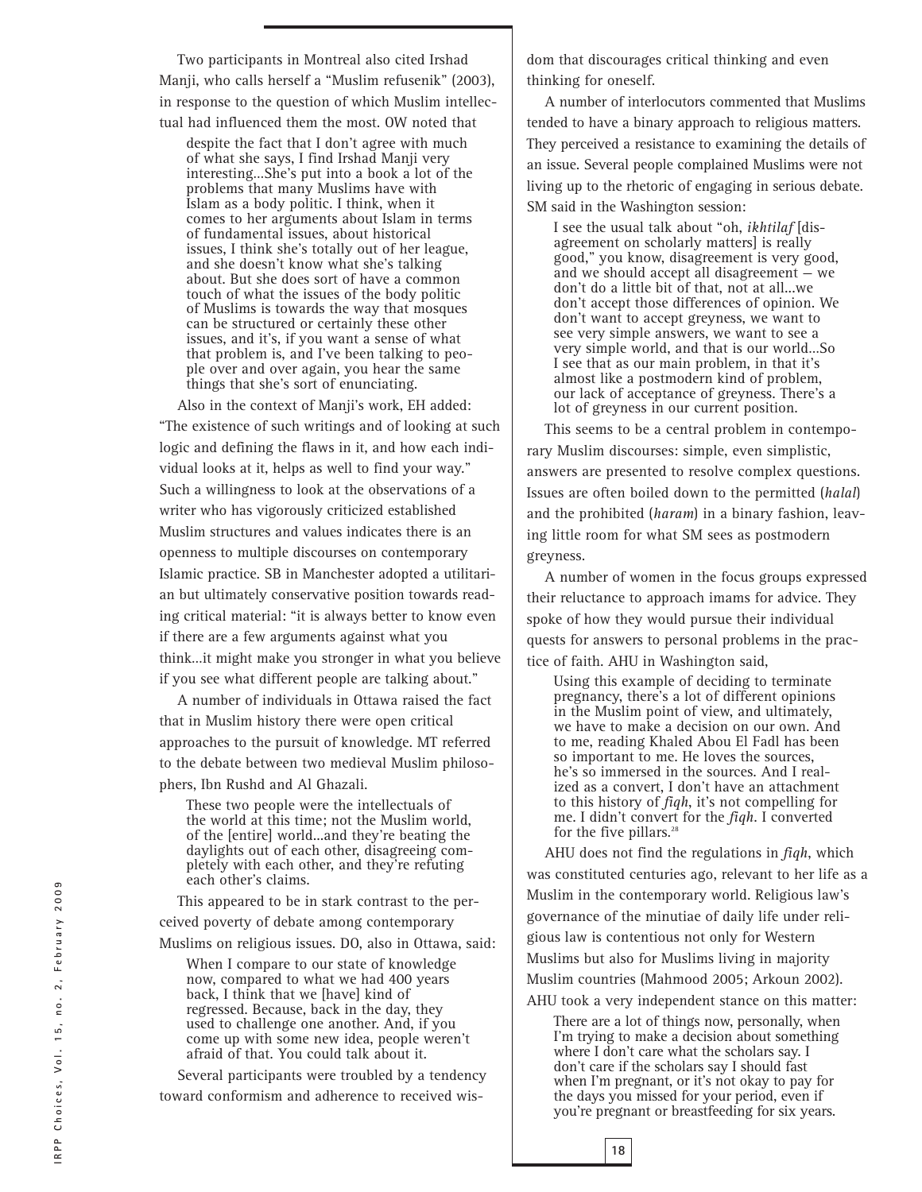Two participants in Montreal also cited Irshad Manji, who calls herself a "Muslim refusenik" (2003), in response to the question of which Muslim intellectual had influenced them the most. OW noted that

> despite the fact that I don't agree with much of what she says, I find Irshad Manji very interesting...She's put into a book a lot of the problems that many Muslims have with Islam as a body politic. I think, when it comes to her arguments about Islam in terms of fundamental issues, about historical issues, I think she's totally out of her league, and she doesn't know what she's talking about. But she does sort of have a common touch of what the issues of the body politic of Muslims is towards the way that mosques can be structured or certainly these other issues, and it's, if you want a sense of what that problem is, and I've been talking to people over and over again, you hear the same things that she's sort of enunciating.

Also in the context of Manji's work, EH added: "The existence of such writings and of looking at such logic and defining the flaws in it, and how each individual looks at it, helps as well to find your way." Such a willingness to look at the observations of a writer who has vigorously criticized established Muslim structures and values indicates there is an openness to multiple discourses on contemporary Islamic practice. SB in Manchester adopted a utilitarian but ultimately conservative position towards reading critical material: "it is always better to know even if there are a few arguments against what you think...it might make you stronger in what you believe if you see what different people are talking about."

A number of individuals in Ottawa raised the fact that in Muslim history there were open critical approaches to the pursuit of knowledge. MT referred to the debate between two medieval Muslim philosophers, Ibn Rushd and Al Ghazali.

> These two people were the intellectuals of the world at this time; not the Muslim world, of the [entire] world...and they're beating the daylights out of each other, disagreeing completely with each other, and they're refuting each other's claims.

This appeared to be in stark contrast to the perceived poverty of debate among contemporary Muslims on religious issues. DO, also in Ottawa, said:

> When I compare to our state of knowledge now, compared to what we had 400 years back, I think that we [have] kind of regressed. Because, back in the day, they used to challenge one another. And, if you come up with some new idea, people weren't afraid of that. You could talk about it.

Several participants were troubled by a tendency toward conformism and adherence to received wisdom that discourages critical thinking and even thinking for oneself.

A number of interlocutors commented that Muslims tended to have a binary approach to religious matters. They perceived a resistance to examining the details of an issue. Several people complained Muslims were not living up to the rhetoric of engaging in serious debate. SM said in the Washington session:

> I see the usual talk about "oh, *ikhtilaf* [disagreement on scholarly matters] is really good," you know, disagreement is very good, and we should accept all disagreement — we don't do a little bit of that, not at all...we don't accept those differences of opinion. We don't want to accept greyness, we want to see very simple answers, we want to see a very simple world, and that is our world...So I see that as our main problem, in that it's almost like a postmodern kind of problem, our lack of acceptance of greyness. There's a lot of greyness in our current position.

This seems to be a central problem in contemporary Muslim discourses: simple, even simplistic, answers are presented to resolve complex questions. Issues are often boiled down to the permitted (*halal*) and the prohibited (*haram*) in a binary fashion, leaving little room for what SM sees as postmodern greyness.

A number of women in the focus groups expressed their reluctance to approach imams for advice. They spoke of how they would pursue their individual quests for answers to personal problems in the practice of faith. AHU in Washington said,

> Using this example of deciding to terminate pregnancy, there's a lot of different opinions in the Muslim point of view, and ultimately, we have to make a decision on our own. And to me, reading Khaled Abou El Fadl has been so important to me. He loves the sources, he's so immersed in the sources. And I realized as a convert, I don't have an attachment to this history of *fiqh*, it's not compelling for me. I didn't convert for the *fiqh*. I converted for the five pillars.[28]

AHU does not find the regulations in *fiqh*, which was constituted centuries ago, relevant to her life as a Muslim in the contemporary world. Religious law's governance of the minutiae of daily life under religious law is contentious not only for Western Muslims but also for Muslims living in majority Muslim countries (Mahmood 2005; Arkoun 2002). AHU took a very independent stance on this matter:

> There are a lot of things now, personally, when I'm trying to make a decision about something where I don't care what the scholars say. I don't care if the scholars say I should fast when I'm pregnant, or it's not okay to pay for the days you missed for your period, even if you're pregnant or breastfeeding for six years.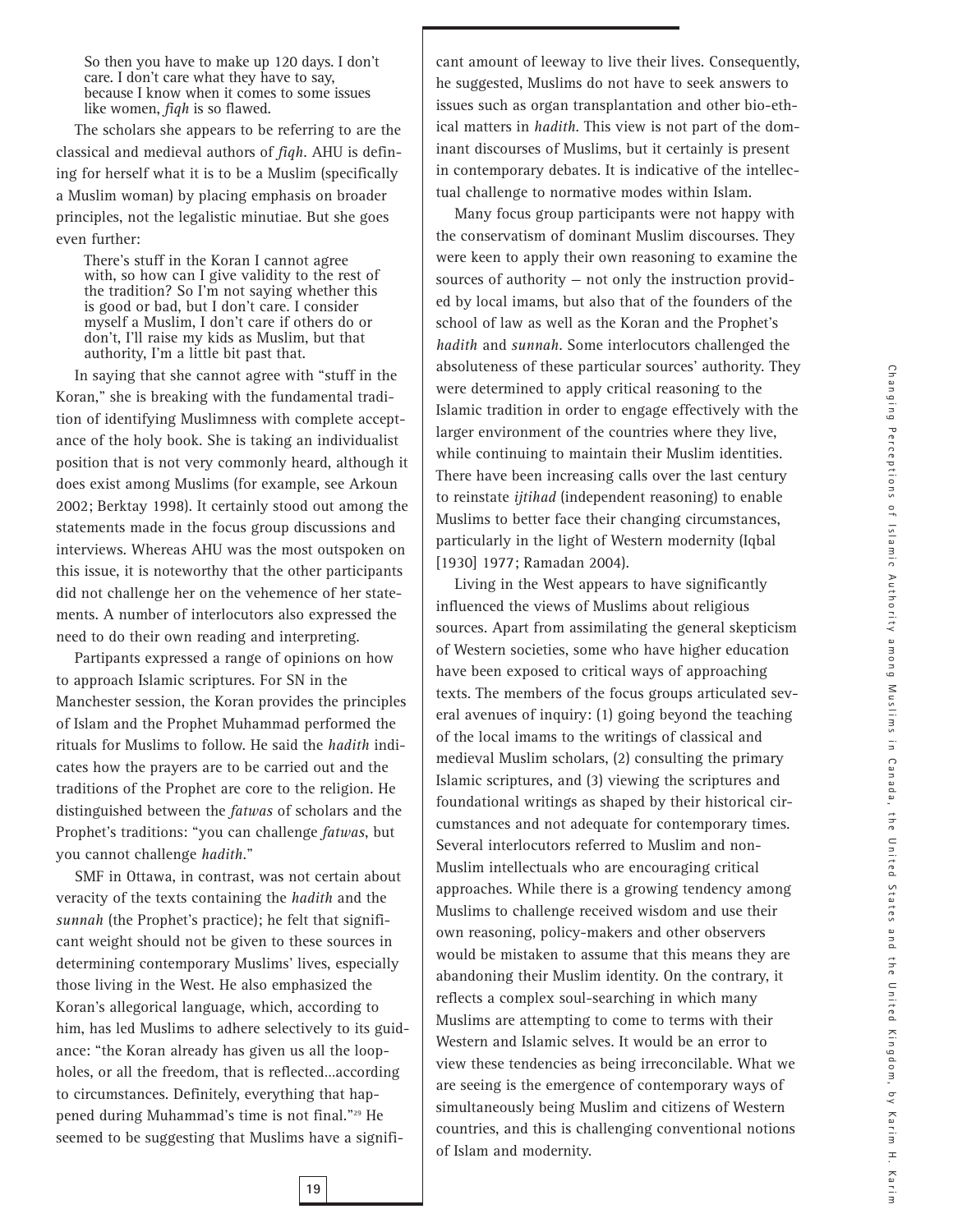> So then you have to make up 120 days. I don't care. I don't care what they have to say, because I know when it comes to some issues like women, *fiqh* is so flawed.

The scholars she appears to be referring to are the classical and medieval authors of *fiqh*. AHU is defining for herself what it is to be a Muslim (specifically a Muslim woman) by placing emphasis on broader principles, not the legalistic minutiae. But she goes even further:

> There's stuff in the Koran I cannot agree with, so how can I give validity to the rest of the tradition? So I'm not saying whether this is good or bad, but I don't care. I consider myself a Muslim, I don't care if others do or don't, I'll raise my kids as Muslim, but that authority, I'm a little bit past that.

In saying that she cannot agree with "stuff in the Koran," she is breaking with the fundamental tradition of identifying Muslimness with complete acceptance of the holy book. She is taking an individualist position that is not very commonly heard, although it does exist among Muslims (for example, see Arkoun 2002; Berktay 1998). It certainly stood out among the statements made in the focus group discussions and interviews. Whereas AHU was the most outspoken on this issue, it is noteworthy that the other participants did not challenge her on the vehemence of her statements. A number of interlocutors also expressed the need to do their own reading and interpreting.

Partipants expressed a range of opinions on how to approach Islamic scriptures. For SN in the Manchester session, the Koran provides the principles of Islam and the Prophet Muhammad performed the rituals for Muslims to follow. He said the *hadith* indicates how the prayers are to be carried out and the traditions of the Prophet are core to the religion. He distinguished between the *fatwas* of scholars and the Prophet's traditions: "you can challenge *fatwas*, but you cannot challenge *hadith*."

SMF in Ottawa, in contrast, was not certain about veracity of the texts containing the *hadith* and the *sunnah* (the Prophet's practice); he felt that significant weight should not be given to these sources in determining contemporary Muslims' lives, especially those living in the West. He also emphasized the Koran's allegorical language, which, according to him, has led Muslims to adhere selectively to its guidance: "the Koran already has given us all the loopholes, or all the freedom, that is reflected...according to circumstances. Definitely, everything that happened during Muhammad's time is not final."[29] He seemed to be suggesting that Muslims have a significant amount of leeway to live their lives. Consequently, he suggested, Muslims do not have to seek answers to issues such as organ transplantation and other bio-ethical matters in *hadith*. This view is not part of the dominant discourses of Muslims, but it certainly is present in contemporary debates. It is indicative of the intellectual challenge to normative modes within Islam.

Many focus group participants were not happy with the conservatism of dominant Muslim discourses. They were keen to apply their own reasoning to examine the sources of authority — not only the instruction provided by local imams, but also that of the founders of the school of law as well as the Koran and the Prophet's *hadith* and *sunnah*. Some interlocutors challenged the absoluteness of these particular sources' authority. They were determined to apply critical reasoning to the Islamic tradition in order to engage effectively with the larger environment of the countries where they live, while continuing to maintain their Muslim identities. There have been increasing calls over the last century to reinstate *ijtihad* (independent reasoning) to enable Muslims to better face their changing circumstances, particularly in the light of Western modernity (Iqbal [1930] 1977; Ramadan 2004).

Living in the West appears to have significantly influenced the views of Muslims about religious sources. Apart from assimilating the general skepticism of Western societies, some who have higher education have been exposed to critical ways of approaching texts. The members of the focus groups articulated several avenues of inquiry: (1) going beyond the teaching of the local imams to the writings of classical and medieval Muslim scholars, (2) consulting the primary Islamic scriptures, and (3) viewing the scriptures and foundational writings as shaped by their historical circumstances and not adequate for contemporary times. Several interlocutors referred to Muslim and non-Muslim intellectuals who are encouraging critical approaches. While there is a growing tendency among Muslims to challenge received wisdom and use their own reasoning, policy-makers and other observers would be mistaken to assume that this means they are abandoning their Muslim identity. On the contrary, it reflects a complex soul-searching in which many Muslims are attempting to come to terms with their Western and Islamic selves. It would be an error to view these tendencies as being irreconcilable. What we are seeing is the emergence of contemporary ways of simultaneously being Muslim and citizens of Western countries, and this is challenging conventional notions of Islam and modernity.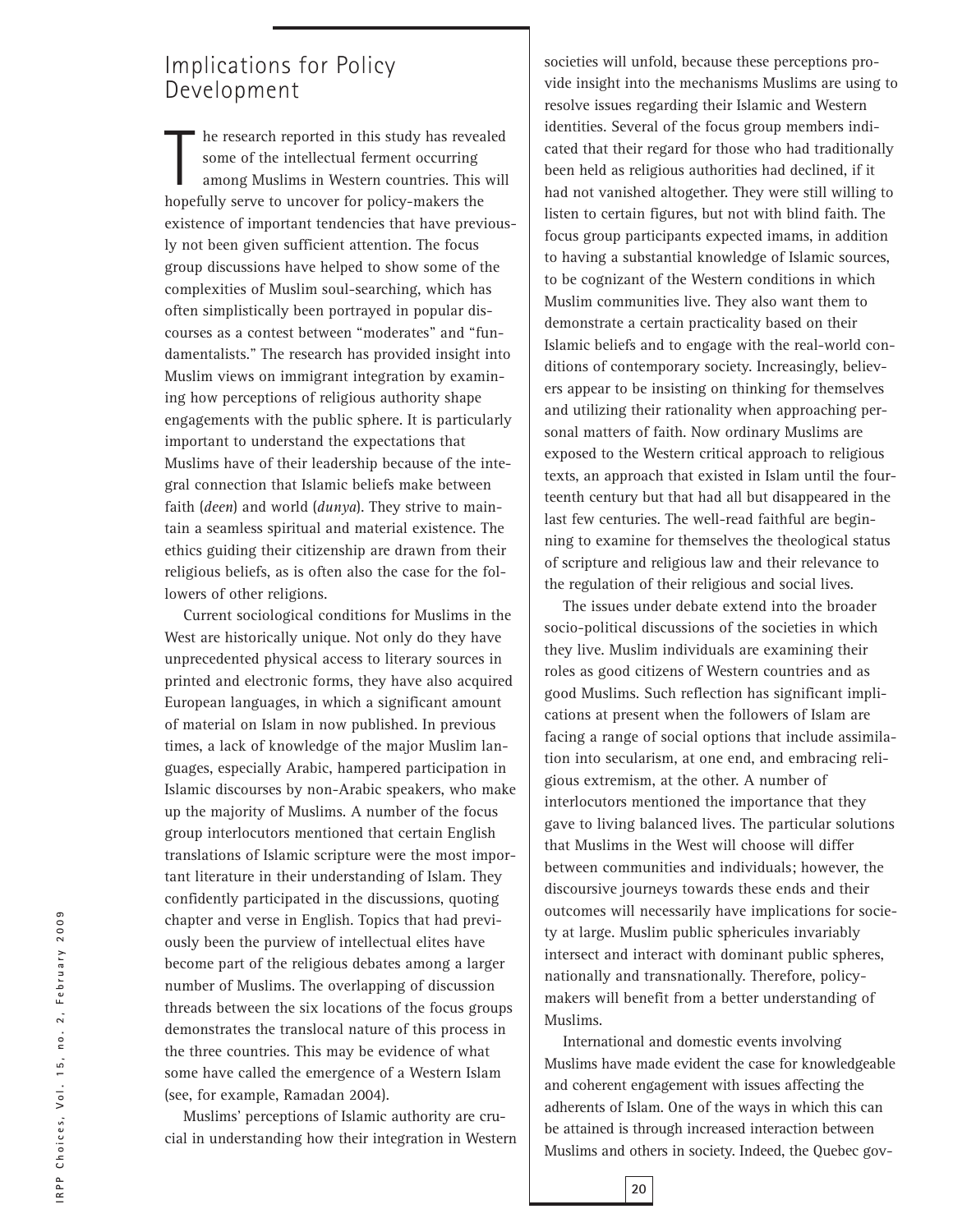## Implications for Policy Development

The research reported in this study has revealed some of the intellectual ferment occurring among Muslims in Western countries. This will hopefully serve to uncover for policy-makers the existence of important tendencies that have previously not been given sufficient attention. The focus group discussions have helped to show some of the complexities of Muslim soul-searching, which has often simplistically been portrayed in popular discourses as a contest between "moderates" and "fundamentalists." The research has provided insight into Muslim views on immigrant integration by examining how perceptions of religious authority shape engagements with the public sphere. It is particularly important to understand the expectations that Muslims have of their leadership because of the integral connection that Islamic beliefs make between faith (*deen*) and world (*dunya*). They strive to maintain a seamless spiritual and material existence. The ethics guiding their citizenship are drawn from their religious beliefs, as is often also the case for the followers of other religions.

Current sociological conditions for Muslims in the West are historically unique. Not only do they have unprecedented physical access to literary sources in printed and electronic forms, they have also acquired European languages, in which a significant amount of material on Islam in now published. In previous times, a lack of knowledge of the major Muslim languages, especially Arabic, hampered participation in Islamic discourses by non-Arabic speakers, who make up the majority of Muslims. A number of the focus group interlocutors mentioned that certain English translations of Islamic scripture were the most important literature in their understanding of Islam. They confidently participated in the discussions, quoting chapter and verse in English. Topics that had previously been the purview of intellectual elites have become part of the religious debates among a larger number of Muslims. The overlapping of discussion threads between the six locations of the focus groups demonstrates the translocal nature of this process in the three countries. This may be evidence of what some have called the emergence of a Western Islam (see, for example, Ramadan 2004).

Muslims' perceptions of Islamic authority are crucial in understanding how their integration in Western societies will unfold, because these perceptions provide insight into the mechanisms Muslims are using to resolve issues regarding their Islamic and Western identities. Several of the focus group members indicated that their regard for those who had traditionally been held as religious authorities had declined, if it had not vanished altogether. They were still willing to listen to certain figures, but not with blind faith. The focus group participants expected imams, in addition to having a substantial knowledge of Islamic sources, to be cognizant of the Western conditions in which Muslim communities live. They also want them to demonstrate a certain practicality based on their Islamic beliefs and to engage with the real-world conditions of contemporary society. Increasingly, believers appear to be insisting on thinking for themselves and utilizing their rationality when approaching personal matters of faith. Now ordinary Muslims are exposed to the Western critical approach to religious texts, an approach that existed in Islam until the fourteenth century but that had all but disappeared in the last few centuries. The well-read faithful are beginning to examine for themselves the theological status of scripture and religious law and their relevance to the regulation of their religious and social lives.

The issues under debate extend into the broader socio-political discussions of the societies in which they live. Muslim individuals are examining their roles as good citizens of Western countries and as good Muslims. Such reflection has significant implications at present when the followers of Islam are facing a range of social options that include assimilation into secularism, at one end, and embracing religious extremism, at the other. A number of interlocutors mentioned the importance that they gave to living balanced lives. The particular solutions that Muslims in the West will choose will differ between communities and individuals; however, the discoursive journeys towards these ends and their outcomes will necessarily have implications for society at large. Muslim public sphericules invariably intersect and interact with dominant public spheres, nationally and transnationally. Therefore, policy-makers will benefit from a better understanding of Muslims.

International and domestic events involving Muslims have made evident the case for knowledgeable and coherent engagement with issues affecting the adherents of Islam. One of the ways in which this can be attained is through increased interaction between Muslims and others in society. Indeed, the Quebec gov-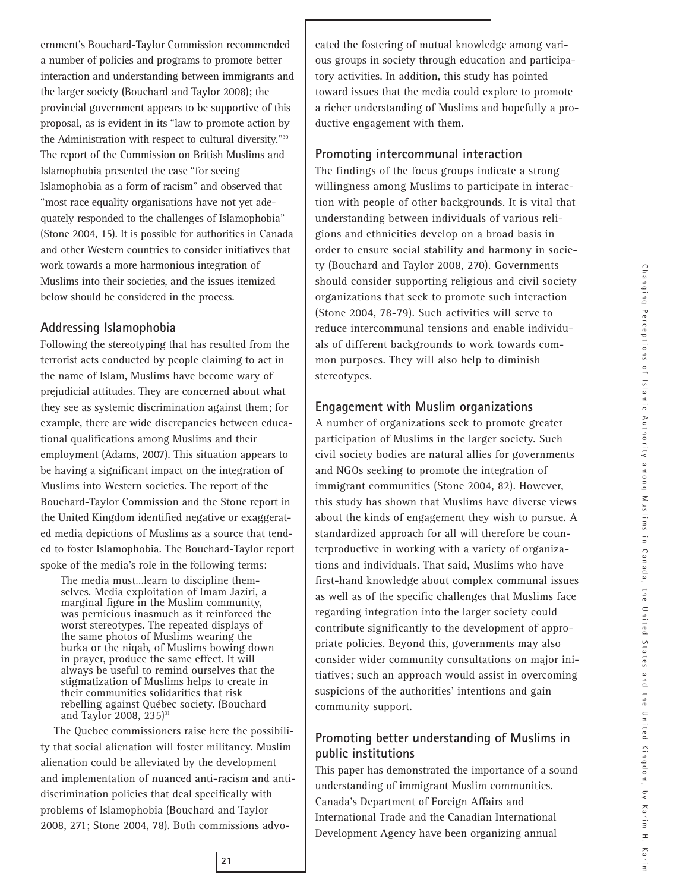ernment's Bouchard-Taylor Commission recommended a number of policies and programs to promote better interaction and understanding between immigrants and the larger society (Bouchard and Taylor 2008); the provincial government appears to be supportive of this proposal, as is evident in its "law to promote action by the Administration with respect to cultural diversity."[30] The report of the Commission on British Muslims and Islamophobia presented the case "for seeing Islamophobia as a form of racism" and observed that "most race equality organisations have not yet adequately responded to the challenges of Islamophobia" (Stone 2004, 15). It is possible for authorities in Canada and other Western countries to consider initiatives that work towards a more harmonious integration of Muslims into their societies, and the issues itemized below should be considered in the process.

## Addressing Islamophobia

Following the stereotyping that has resulted from the terrorist acts conducted by people claiming to act in the name of Islam, Muslims have become wary of prejudicial attitudes. They are concerned about what they see as systemic discrimination against them; for example, there are wide discrepancies between educational qualifications among Muslims and their employment (Adams, 2007). This situation appears to be having a significant impact on the integration of Muslims into Western societies. The report of the Bouchard-Taylor Commission and the Stone report in the United Kingdom identified negative or exaggerated media depictions of Muslims as a source that tended to foster Islamophobia. The Bouchard-Taylor report spoke of the media's role in the following terms:

> The media must...learn to discipline themselves. Media exploitation of Imam Jaziri, a marginal figure in the Muslim community, was pernicious inasmuch as it reinforced the worst stereotypes. The repeated displays of the same photos of Muslims wearing the burka or the niqab, of Muslims bowing down in prayer, produce the same effect. It will always be useful to remind ourselves that the stigmatization of Muslims helps to create in their communities solidarities that risk rebelling against Québec society. (Bouchard and Taylor 2008, 235)[31]

The Quebec commissioners raise here the possibility that social alienation will foster militancy. Muslim alienation could be alleviated by the development and implementation of nuanced anti-racism and anti-discrimination policies that deal specifically with problems of Islamophobia (Bouchard and Taylor 2008, 271; Stone 2004, 78). Both commissions advocated the fostering of mutual knowledge among various groups in society through education and participatory activities. In addition, this study has pointed toward issues that the media could explore to promote a richer understanding of Muslims and hopefully a productive engagement with them.

## Promoting intercommunal interaction

The findings of the focus groups indicate a strong willingness among Muslims to participate in interaction with people of other backgrounds. It is vital that understanding between individuals of various religions and ethnicities develop on a broad basis in order to ensure social stability and harmony in society (Bouchard and Taylor 2008, 270). Governments should consider supporting religious and civil society organizations that seek to promote such interaction (Stone 2004, 78-79). Such activities will serve to reduce intercommunal tensions and enable individuals of different backgrounds to work towards common purposes. They will also help to diminish stereotypes.

## Engagement with Muslim organizations

A number of organizations seek to promote greater participation of Muslims in the larger society. Such civil society bodies are natural allies for governments and NGOs seeking to promote the integration of immigrant communities (Stone 2004, 82). However, this study has shown that Muslims have diverse views about the kinds of engagement they wish to pursue. A standardized approach for all will therefore be counterproductive in working with a variety of organizations and individuals. That said, Muslims who have first-hand knowledge about complex communal issues as well as of the specific challenges that Muslims face regarding integration into the larger society could contribute significantly to the development of appropriate policies. Beyond this, governments may also consider wider community consultations on major initiatives; such an approach would assist in overcoming suspicions of the authorities' intentions and gain community support.

## Promoting better understanding of Muslims in public institutions

This paper has demonstrated the importance of a sound understanding of immigrant Muslim communities. Canada's Department of Foreign Affairs and International Trade and the Canadian International Development Agency have been organizing annual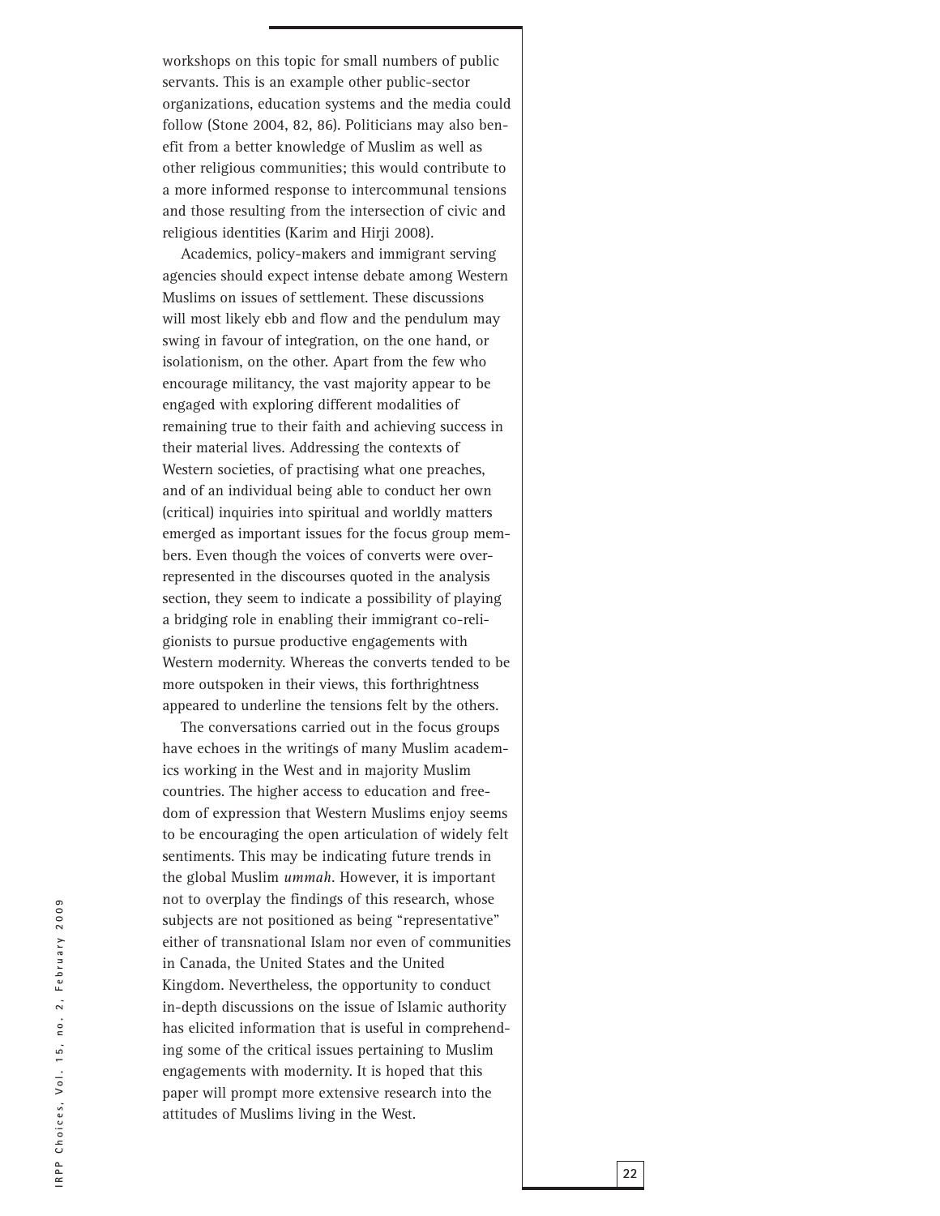workshops on this topic for small numbers of public servants. This is an example other public-sector organizations, education systems and the media could follow (Stone 2004, 82, 86). Politicians may also benefit from a better knowledge of Muslim as well as other religious communities; this would contribute to a more informed response to intercommunal tensions and those resulting from the intersection of civic and religious identities (Karim and Hirji 2008).

Academics, policy-makers and immigrant serving agencies should expect intense debate among Western Muslims on issues of settlement. These discussions will most likely ebb and flow and the pendulum may swing in favour of integration, on the one hand, or isolationism, on the other. Apart from the few who encourage militancy, the vast majority appear to be engaged with exploring different modalities of remaining true to their faith and achieving success in their material lives. Addressing the contexts of Western societies, of practising what one preaches, and of an individual being able to conduct her own (critical) inquiries into spiritual and worldly matters emerged as important issues for the focus group members. Even though the voices of converts were overrepresented in the discourses quoted in the analysis section, they seem to indicate a possibility of playing a bridging role in enabling their immigrant co-religionists to pursue productive engagements with Western modernity. Whereas the converts tended to be more outspoken in their views, this forthrightness appeared to underline the tensions felt by the others.

The conversations carried out in the focus groups have echoes in the writings of many Muslim academics working in the West and in majority Muslim countries. The higher access to education and freedom of expression that Western Muslims enjoy seems to be encouraging the open articulation of widely felt sentiments. This may be indicating future trends in the global Muslim *ummah*. However, it is important not to overplay the findings of this research, whose subjects are not positioned as being "representative" either of transnational Islam nor even of communities in Canada, the United States and the United Kingdom. Nevertheless, the opportunity to conduct in-depth discussions on the issue of Islamic authority has elicited information that is useful in comprehending some of the critical issues pertaining to Muslim engagements with modernity. It is hoped that this paper will prompt more extensive research into the attitudes of Muslims living in the West.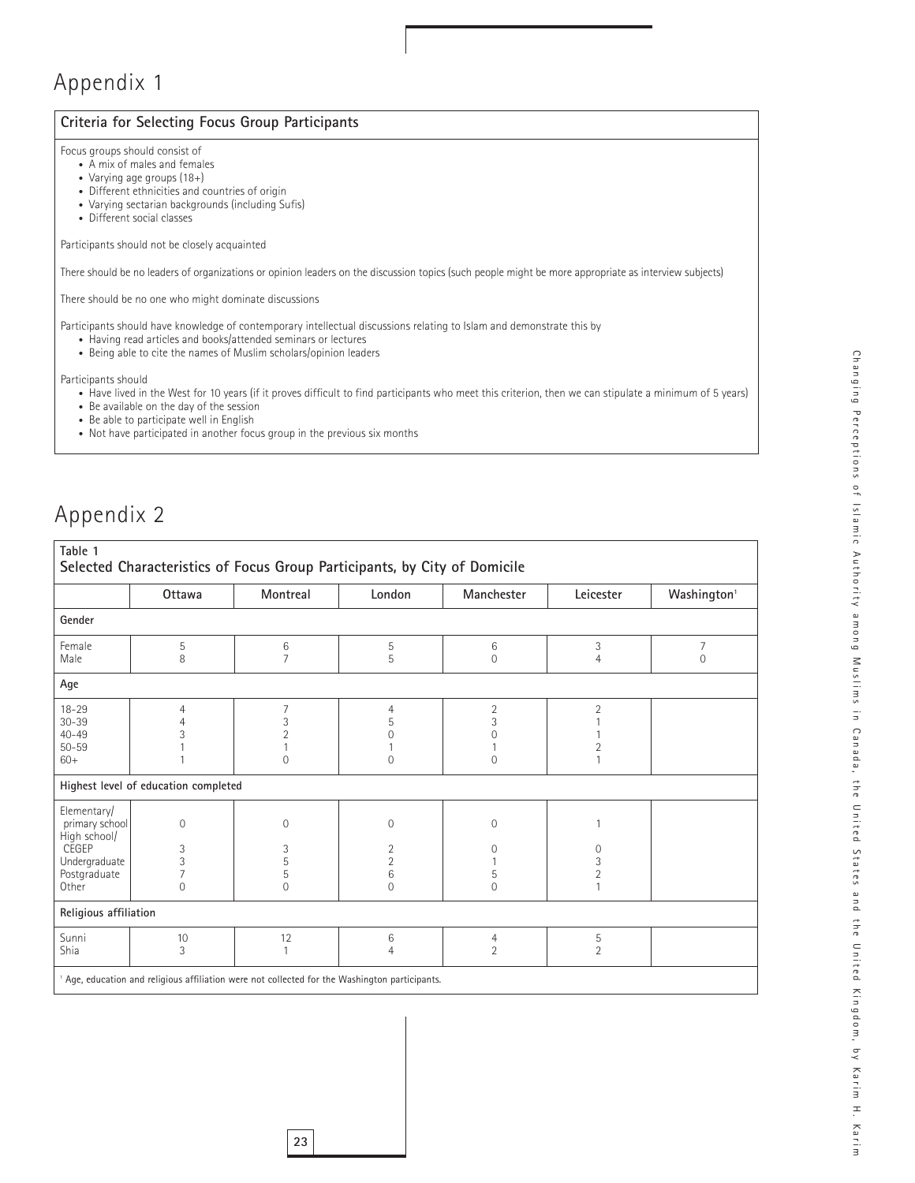# Appendix 1

## Criteria for Selecting Focus Group Participants

Focus groups should consist of

- A mix of males and females
- Varying age groups (18+)
- Different ethnicities and countries of origin
- Varying sectarian backgrounds (including Sufis)
- Different social classes

Participants should not be closely acquainted

There should be no leaders of organizations or opinion leaders on the discussion topics (such people might be more appropriate as interview subjects)

There should be no one who might dominate discussions

Participants should have knowledge of contemporary intellectual discussions relating to Islam and demonstrate this by

- Having read articles and books/attended seminars or lectures
- Being able to cite the names of Muslim scholars/opinion leaders

Participants should

- Have lived in the West for 10 years (if it proves difficult to find participants who meet this criterion, then we can stipulate a minimum of 5 years)
- Be available on the day of the session
- Be able to participate well in English
- Not have participated in another focus group in the previous six months

# Appendix 2

**Table 1**
**Selected Characteristics of Focus Group Participants, by City of Domicile**

| | Ottawa | Montreal | London | Manchester | Leicester | Washington[1] |
|---|---|---|---|---|---|---|
| **Gender** | | | | | | |
| Female | 5 | 6 | 5 | 6 | 3 | 7 |
| Male | 8 | 7 | 5 | 0 | 4 | 0 |
| **Age** | | | | | | |
| 18–29 | 4 | 7 | 4 | 2 | 2 | |
| 30–39 | 4 | 3 | 5 | 3 | 1 | |
| 40–49 | 3 | 2 | 0 | 0 | 1 | |
| 50–59 | 1 | 1 | 1 | 1 | 2 | |
| 60+ | 1 | 0 | 0 | 0 | 1 | |
| **Highest level of education completed** | | | | | | |
| Elementary/ primary school | 0 | 0 | 0 | 0 | 1 | |
| High school/ CEGEP | 3 | 3 | 2 | 0 | 0 | |
| Undergraduate | 3 | 5 | 2 | 1 | 3 | |
| Postgraduate | 7 | 5 | 6 | 5 | 2 | |
| Other | 0 | 0 | 0 | 0 | 1 | |
| **Religious affiliation** | | | | | | |
| Sunni | 10 | 12 | 6 | 4 | 5 | |
| Shia | 3 | 1 | 4 | 2 | 2 | |

[1] Age, education and religious affiliation were not collected for the Washington participants.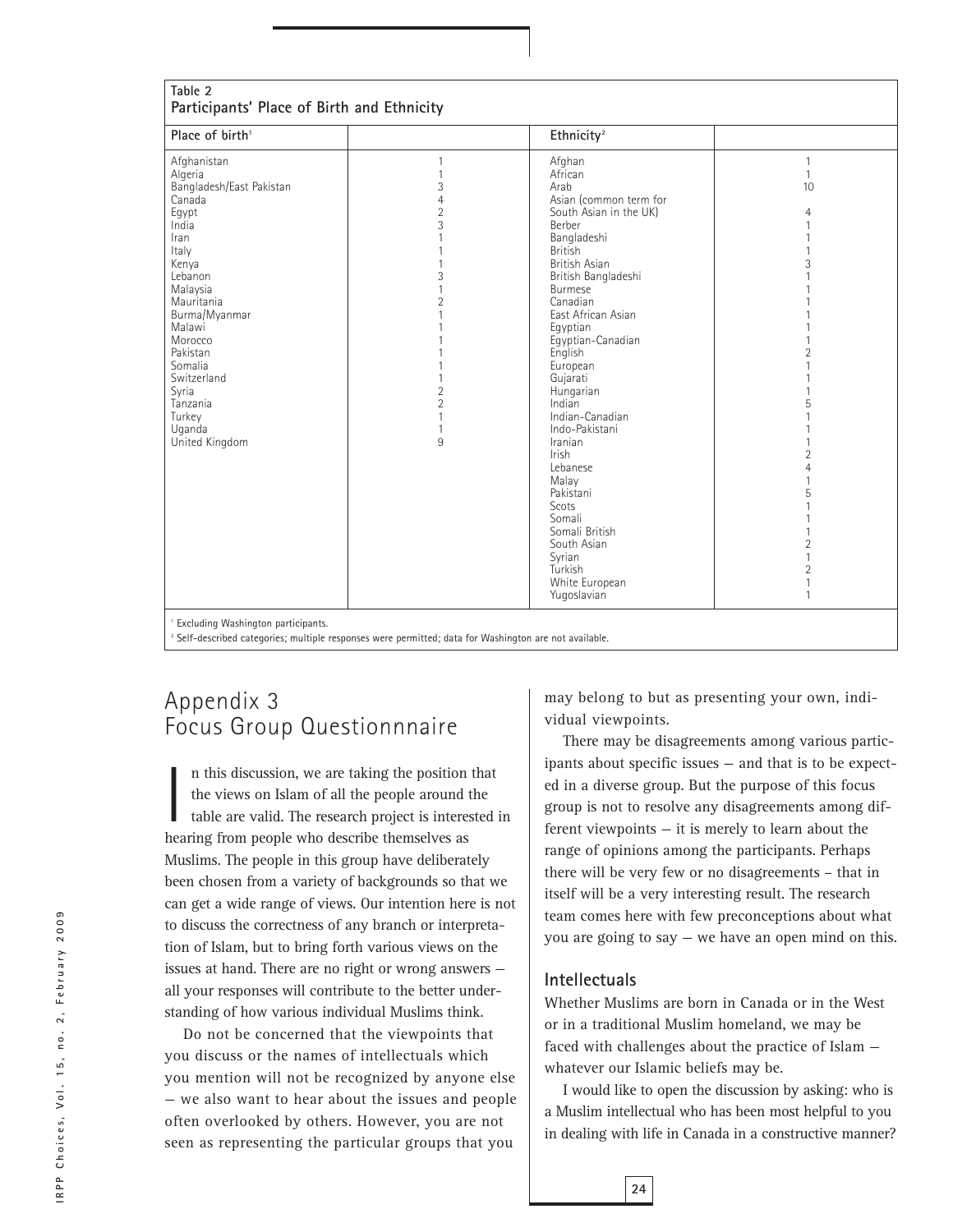**Table 2**
**Participants' Place of Birth and Ethnicity**

| Place of birth[1] | | Ethnicity[2] | |
|---|---|---|---|
| Afghanistan | 1 | Afghan | 1 |
| Algeria | 1 | African | 1 |
| Bangladesh/East Pakistan | 3 | Arab | 10 |
| Canada | 4 | Asian (common term for South Asian in the UK) | 4 |
| Egypt | 2 | Berber | 1 |
| India | 3 | Bangladeshi | 1 |
| Iran | 1 | British | 1 |
| Italy | 1 | British Asian | 3 |
| Kenya | 1 | British Bangladeshi | 1 |
| Lebanon | 3 | Burmese | 1 |
| Malaysia | 1 | Canadian | 1 |
| Mauritania | 2 | East African Asian | 1 |
| Burma/Myanmar | 1 | Egyptian | 1 |
| Malawi | 1 | Egyptian-Canadian | 1 |
| Morocco | 1 | English | 2 |
| Pakistan | 1 | European | 1 |
| Somalia | 1 | Gujarati | 1 |
| Switzerland | 1 | Hungarian | 1 |
| Syria | 2 | Indian | 5 |
| Tanzania | 2 | Indian-Canadian | 1 |
| Turkey | 1 | Indo-Pakistani | 1 |
| Uganda | 1 | Iranian | 1 |
| United Kingdom | 9 | Irish | 2 |
| | | Lebanese | 4 |
| | | Malay | 1 |
| | | Pakistani | 5 |
| | | Scots | 1 |
| | | Somali | 1 |
| | | Somali British | 1 |
| | | South Asian | 2 |
| | | Syrian | 1 |
| | | Turkish | 2 |
| | | White European | 1 |
| | | Yugoslavian | 1 |

[1] Excluding Washington participants.
[2] Self-described categories; multiple responses were permitted; data for Washington are not available.

# Appendix 3
# Focus Group Questionnnaire

In this discussion, we are taking the position that the views on Islam of all the people around the table are valid. The research project is interested in hearing from people who describe themselves as Muslims. The people in this group have deliberately been chosen from a variety of backgrounds so that we can get a wide range of views. Our intention here is not to discuss the correctness of any branch or interpretation of Islam, but to bring forth various views on the issues at hand. There are no right or wrong answers — all your responses will contribute to the better understanding of how various individual Muslims think.

Do not be concerned that the viewpoints that you discuss or the names of intellectuals which you mention will not be recognized by anyone else — we also want to hear about the issues and people often overlooked by others. However, you are not seen as representing the particular groups that you may belong to but as presenting your own, individual viewpoints.

There may be disagreements among various participants about specific issues — and that is to be expected in a diverse group. But the purpose of this focus group is not to resolve any disagreements among different viewpoints — it is merely to learn about the range of opinions among the participants. Perhaps there will be very few or no disagreements – that in itself will be a very interesting result. The research team comes here with few preconceptions about what you are going to say — we have an open mind on this.

## Intellectuals

Whether Muslims are born in Canada or in the West or in a traditional Muslim homeland, we may be faced with challenges about the practice of Islam — whatever our Islamic beliefs may be.

I would like to open the discussion by asking: who is a Muslim intellectual who has been most helpful to you in dealing with life in Canada in a constructive manner?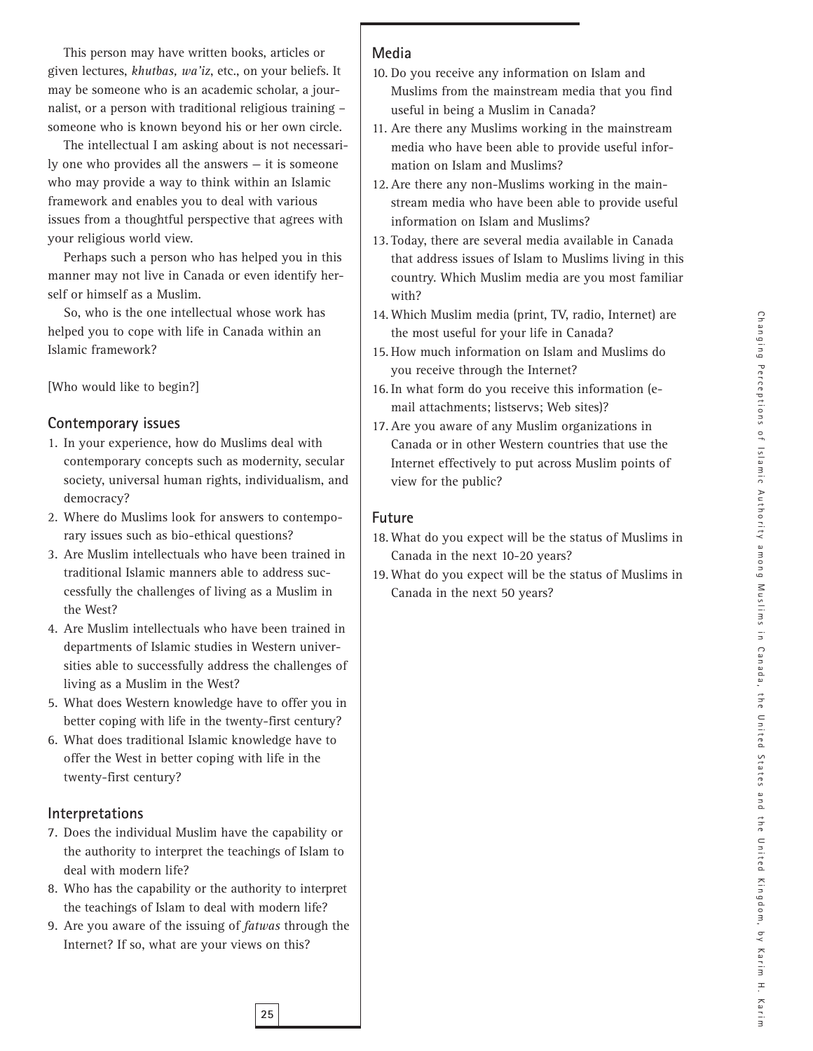This person may have written books, articles or given lectures, *khutbas, wa'iz*, etc., on your beliefs. It may be someone who is an academic scholar, a journalist, or a person with traditional religious training – someone who is known beyond his or her own circle.

The intellectual I am asking about is not necessarily one who provides all the answers — it is someone who may provide a way to think within an Islamic framework and enables you to deal with various issues from a thoughtful perspective that agrees with your religious world view.

Perhaps such a person who has helped you in this manner may not live in Canada or even identify herself or himself as a Muslim.

So, who is the one intellectual whose work has helped you to cope with life in Canada within an Islamic framework?

[Who would like to begin?]

## Contemporary issues

1. In your experience, how do Muslims deal with contemporary concepts such as modernity, secular society, universal human rights, individualism, and democracy?
2. Where do Muslims look for answers to contemporary issues such as bio-ethical questions?
3. Are Muslim intellectuals who have been trained in traditional Islamic manners able to address successfully the challenges of living as a Muslim in the West?
4. Are Muslim intellectuals who have been trained in departments of Islamic studies in Western universities able to successfully address the challenges of living as a Muslim in the West?
5. What does Western knowledge have to offer you in better coping with life in the twenty-first century?
6. What does traditional Islamic knowledge have to offer the West in better coping with life in the twenty-first century?

## Interpretations

7. Does the individual Muslim have the capability or the authority to interpret the teachings of Islam to deal with modern life?
8. Who has the capability or the authority to interpret the teachings of Islam to deal with modern life?
9. Are you aware of the issuing of *fatwas* through the Internet? If so, what are your views on this?

## Media

10. Do you receive any information on Islam and Muslims from the mainstream media that you find useful in being a Muslim in Canada?
11. Are there any Muslims working in the mainstream media who have been able to provide useful information on Islam and Muslims?
12. Are there any non-Muslims working in the mainstream media who have been able to provide useful information on Islam and Muslims?
13. Today, there are several media available in Canada that address issues of Islam to Muslims living in this country. Which Muslim media are you most familiar with?
14. Which Muslim media (print, TV, radio, Internet) are the most useful for your life in Canada?
15. How much information on Islam and Muslims do you receive through the Internet?
16. In what form do you receive this information (e-mail attachments; listservs; Web sites)?
17. Are you aware of any Muslim organizations in Canada or in other Western countries that use the Internet effectively to put across Muslim points of view for the public?

## Future

18. What do you expect will be the status of Muslims in Canada in the next 10-20 years?
19. What do you expect will be the status of Muslims in Canada in the next 50 years?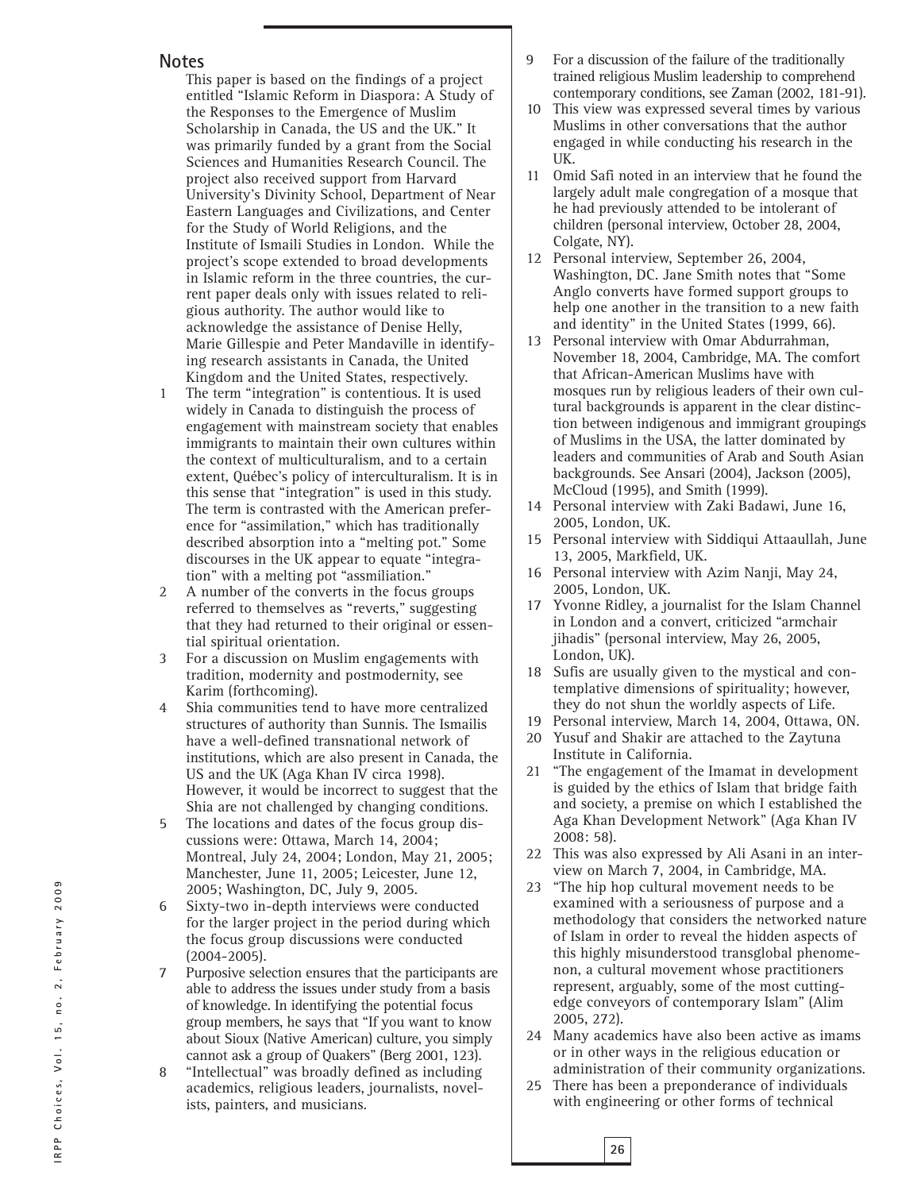## Notes

This paper is based on the findings of a project entitled "Islamic Reform in Diaspora: A Study of the Responses to the Emergence of Muslim Scholarship in Canada, the US and the UK." It was primarily funded by a grant from the Social Sciences and Humanities Research Council. The project also received support from Harvard University's Divinity School, Department of Near Eastern Languages and Civilizations, and Center for the Study of World Religions, and the Institute of Ismaili Studies in London. While the project's scope extended to broad developments in Islamic reform in the three countries, the current paper deals only with issues related to religious authority. The author would like to acknowledge the assistance of Denise Helly, Marie Gillespie and Peter Mandaville in identifying research assistants in Canada, the United Kingdom and the United States, respectively.

1. The term "integration" is contentious. It is used widely in Canada to distinguish the process of engagement with mainstream society that enables immigrants to maintain their own cultures within the context of multiculturalism, and to a certain extent, Québec's policy of interculturalism. It is in this sense that "integration" is used in this study. The term is contrasted with the American preference for "assimilation," which has traditionally described absorption into a "melting pot." Some discourses in the UK appear to equate "integration" with a melting pot "assmiliation."
2. A number of the converts in the focus groups referred to themselves as "reverts," suggesting that they had returned to their original or essential spiritual orientation.
3. For a discussion on Muslim engagements with tradition, modernity and postmodernity, see Karim (forthcoming).
4. Shia communities tend to have more centralized structures of authority than Sunnis. The Ismailis have a well-defined transnational network of institutions, which are also present in Canada, the US and the UK (Aga Khan IV circa 1998). However, it would be incorrect to suggest that the Shia are not challenged by changing conditions.
5. The locations and dates of the focus group discussions were: Ottawa, March 14, 2004; Montreal, July 24, 2004; London, May 21, 2005; Manchester, June 11, 2005; Leicester, June 12, 2005; Washington, DC, July 9, 2005.
6. Sixty-two in-depth interviews were conducted for the larger project in the period during which the focus group discussions were conducted (2004-2005).
7. Purposive selection ensures that the participants are able to address the issues under study from a basis of knowledge. In identifying the potential focus group members, he says that "If you want to know about Sioux (Native American) culture, you simply cannot ask a group of Quakers" (Berg 2001, 123).
8. "Intellectual" was broadly defined as including academics, religious leaders, journalists, novelists, painters, and musicians.
9. For a discussion of the failure of the traditionally trained religious Muslim leadership to comprehend contemporary conditions, see Zaman (2002, 181-91).
10. This view was expressed several times by various Muslims in other conversations that the author engaged in while conducting his research in the UK.
11. Omid Safi noted in an interview that he found the largely adult male congregation of a mosque that he had previously attended to be intolerant of children (personal interview, October 28, 2004, Colgate, NY).
12. Personal interview, September 26, 2004, Washington, DC. Jane Smith notes that "Some Anglo converts have formed support groups to help one another in the transition to a new faith and identity" in the United States (1999, 66).
13. Personal interview with Omar Abdurrahman, November 18, 2004, Cambridge, MA. The comfort that African-American Muslims have with mosques run by religious leaders of their own cultural backgrounds is apparent in the clear distinction between indigenous and immigrant groupings of Muslims in the USA, the latter dominated by leaders and communities of Arab and South Asian backgrounds. See Ansari (2004), Jackson (2005), McCloud (1995), and Smith (1999).
14. Personal interview with Zaki Badawi, June 16, 2005, London, UK.
15. Personal interview with Siddiqui Attaaullah, June 13, 2005, Markfield, UK.
16. Personal interview with Azim Nanji, May 24, 2005, London, UK.
17. Yvonne Ridley, a journalist for the Islam Channel in London and a convert, criticized "armchair jihadis" (personal interview, May 26, 2005, London, UK).
18. Sufis are usually given to the mystical and contemplative dimensions of spirituality; however, they do not shun the worldly aspects of Life.
19. Personal interview, March 14, 2004, Ottawa, ON.
20. Yusuf and Shakir are attached to the Zaytuna Institute in California.
21. "The engagement of the Imamat in development is guided by the ethics of Islam that bridge faith and society, a premise on which I established the Aga Khan Development Network" (Aga Khan IV 2008: 58).
22. This was also expressed by Ali Asani in an interview on March 7, 2004, in Cambridge, MA.
23. "The hip hop cultural movement needs to be examined with a seriousness of purpose and a methodology that considers the networked nature of Islam in order to reveal the hidden aspects of this highly misunderstood transglobal phenomenon, a cultural movement whose practitioners represent, arguably, some of the most cutting-edge conveyors of contemporary Islam" (Alim 2005, 272).
24. Many academics have also been active as imams or in other ways in the religious education or administration of their community organizations.
25. There has been a preponderance of individuals with engineering or other forms of technical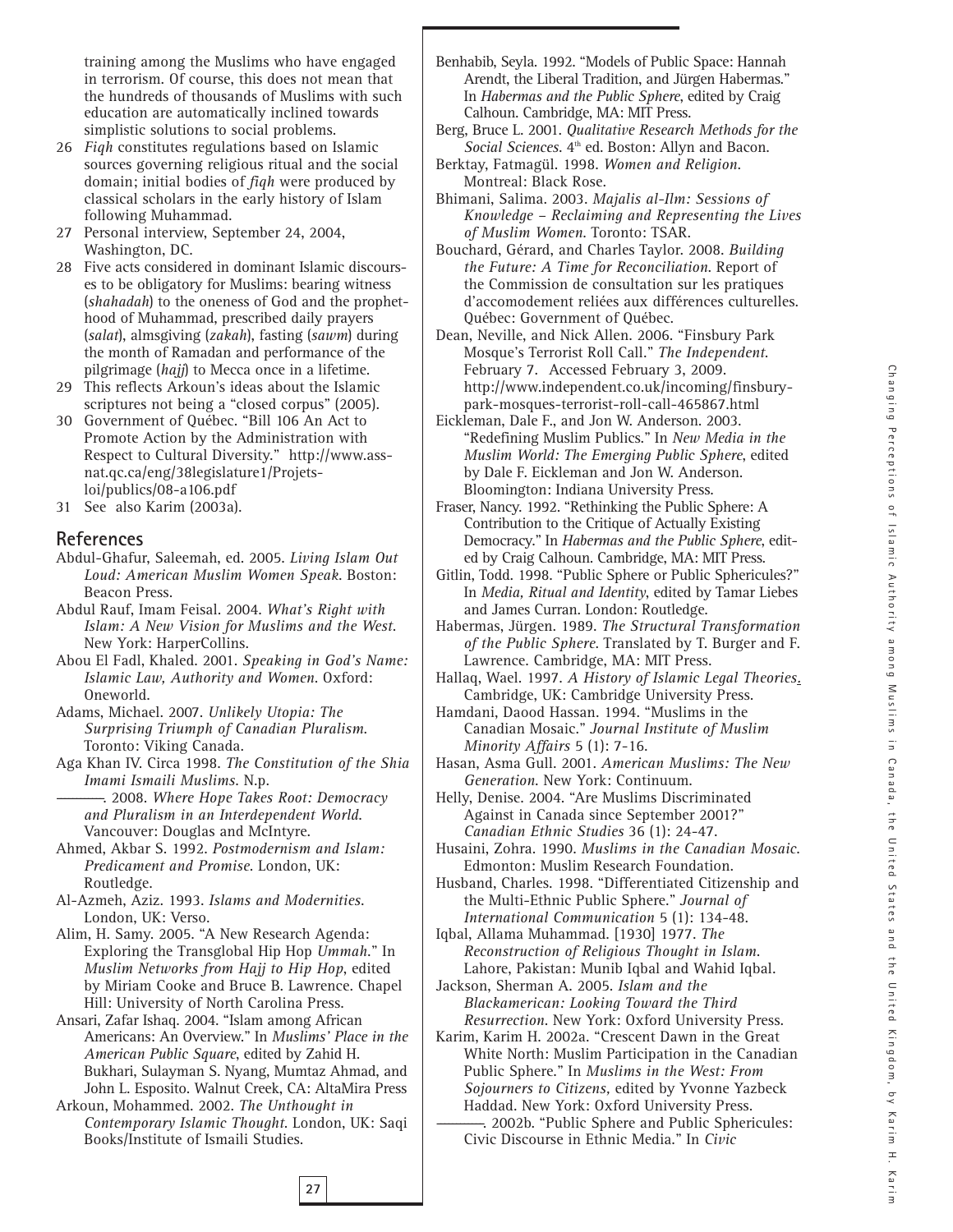training among the Muslims who have engaged in terrorism. Of course, this does not mean that the hundreds of thousands of Muslims with such education are automatically inclined towards simplistic solutions to social problems.

26 *Fiqh* constitutes regulations based on Islamic sources governing religious ritual and the social domain; initial bodies of *fiqh* were produced by classical scholars in the early history of Islam following Muhammad.

27 Personal interview, September 24, 2004, Washington, DC.

28 Five acts considered in dominant Islamic discourses to be obligatory for Muslims: bearing witness (*shahadah*) to the oneness of God and the prophethood of Muhammad, prescribed daily prayers (*salat*), almsgiving (*zakah*), fasting (*sawm*) during the month of Ramadan and performance of the pilgrimage (*hajj*) to Mecca once in a lifetime.

29 This reflects Arkoun's ideas about the Islamic scriptures not being a "closed corpus" (2005).

30 Government of Québec. "Bill 106 An Act to Promote Action by the Administration with Respect to Cultural Diversity." http://www.assnat.qc.ca/eng/38legislature1/Projets-loi/publics/08-a106.pdf

31 See also Karim (2003a).

## References

Abdul-Ghafur, Saleemah, ed. 2005. *Living Islam Out Loud: American Muslim Women Speak*. Boston: Beacon Press.

Abdul Rauf, Imam Feisal. 2004. *What's Right with Islam: A New Vision for Muslims and the West*. New York: HarperCollins.

Abou El Fadl, Khaled. 2001. *Speaking in God's Name: Islamic Law, Authority and Women*. Oxford: Oneworld.

Adams, Michael. 2007. *Unlikely Utopia: The Surprising Triumph of Canadian Pluralism*. Toronto: Viking Canada.

Aga Khan IV. Circa 1998. *The Constitution of the Shia Imami Ismaili Muslims*. N.p.

———. 2008. *Where Hope Takes Root: Democracy and Pluralism in an Interdependent World*. Vancouver: Douglas and McIntyre.

Ahmed, Akbar S. 1992. *Postmodernism and Islam: Predicament and Promise*. London, UK: Routledge.

Al-Azmeh, Aziz. 1993. *Islams and Modernities*. London, UK: Verso.

Alim, H. Samy. 2005. "A New Research Agenda: Exploring the Transglobal Hip Hop *Ummah*." In *Muslim Networks from Hajj to Hip Hop*, edited by Miriam Cooke and Bruce B. Lawrence. Chapel Hill: University of North Carolina Press.

Ansari, Zafar Ishaq. 2004. "Islam among African Americans: An Overview." In *Muslims' Place in the American Public Square*, edited by Zahid H. Bukhari, Sulayman S. Nyang, Mumtaz Ahmad, and John L. Esposito. Walnut Creek, CA: AltaMira Press

Arkoun, Mohammed. 2002. *The Unthought in Contemporary Islamic Thought*. London, UK: Saqi Books/Institute of Ismaili Studies.

Benhabib, Seyla. 1992. "Models of Public Space: Hannah Arendt, the Liberal Tradition, and Jürgen Habermas." In *Habermas and the Public Sphere*, edited by Craig Calhoun. Cambridge, MA: MIT Press.

Berg, Bruce L. 2001. *Qualitative Research Methods for the Social Sciences*. 4th ed. Boston: Allyn and Bacon.

Berktay, Fatmagül. 1998. *Women and Religion*. Montreal: Black Rose.

Bhimani, Salima. 2003. *Majalis al-Ilm: Sessions of Knowledge – Reclaiming and Representing the Lives of Muslim Women*. Toronto: TSAR.

Bouchard, Gérard, and Charles Taylor. 2008. *Building the Future: A Time for Reconciliation*. Report of the Commission de consultation sur les pratiques d'accomodement reliées aux différences culturelles. Québec: Government of Québec.

Dean, Neville, and Nick Allen. 2006. "Finsbury Park Mosque's Terrorist Roll Call." *The Independent*. February 7. Accessed February 3, 2009. http://www.independent.co.uk/incoming/finsbury-park-mosques-terrorist-roll-call-465867.html

Eickleman, Dale F., and Jon W. Anderson. 2003. "Redefining Muslim Publics." In *New Media in the Muslim World: The Emerging Public Sphere*, edited by Dale F. Eickleman and Jon W. Anderson. Bloomington: Indiana University Press.

Fraser, Nancy. 1992. "Rethinking the Public Sphere: A Contribution to the Critique of Actually Existing Democracy." In *Habermas and the Public Sphere*, edited by Craig Calhoun. Cambridge, MA: MIT Press.

Gitlin, Todd. 1998. "Public Sphere or Public Sphericules?" In *Media, Ritual and Identity*, edited by Tamar Liebes and James Curran. London: Routledge.

Habermas, Jürgen. 1989. *The Structural Transformation of the Public Sphere*. Translated by T. Burger and F. Lawrence. Cambridge, MA: MIT Press.

Hallaq, Wael. 1997. *A History of Islamic Legal Theories*. Cambridge, UK: Cambridge University Press.

Hamdani, Daood Hassan. 1994. "Muslims in the Canadian Mosaic." *Journal Institute of Muslim Minority Affairs* 5 (1): 7-16.

Hasan, Asma Gull. 2001. *American Muslims: The New Generation*. New York: Continuum.

Helly, Denise. 2004. "Are Muslims Discriminated Against in Canada since September 2001?" *Canadian Ethnic Studies* 36 (1): 24-47.

Husaini, Zohra. 1990. *Muslims in the Canadian Mosaic*. Edmonton: Muslim Research Foundation.

Husband, Charles. 1998. "Differentiated Citizenship and the Multi-Ethnic Public Sphere." *Journal of International Communication* 5 (1): 134-48.

Iqbal, Allama Muhammad. [1930] 1977. *The Reconstruction of Religious Thought in Islam*. Lahore, Pakistan: Munib Iqbal and Wahid Iqbal.

Jackson, Sherman A. 2005. *Islam and the Blackamerican: Looking Toward the Third Resurrection*. New York: Oxford University Press.

Karim, Karim H. 2002a. "Crescent Dawn in the Great White North: Muslim Participation in the Canadian Public Sphere." In *Muslims in the West: From Sojourners to Citizens*, edited by Yvonne Yazbeck Haddad. New York: Oxford University Press.

———. 2002b. "Public Sphere and Public Sphericules: Civic Discourse in Ethnic Media." In *Civic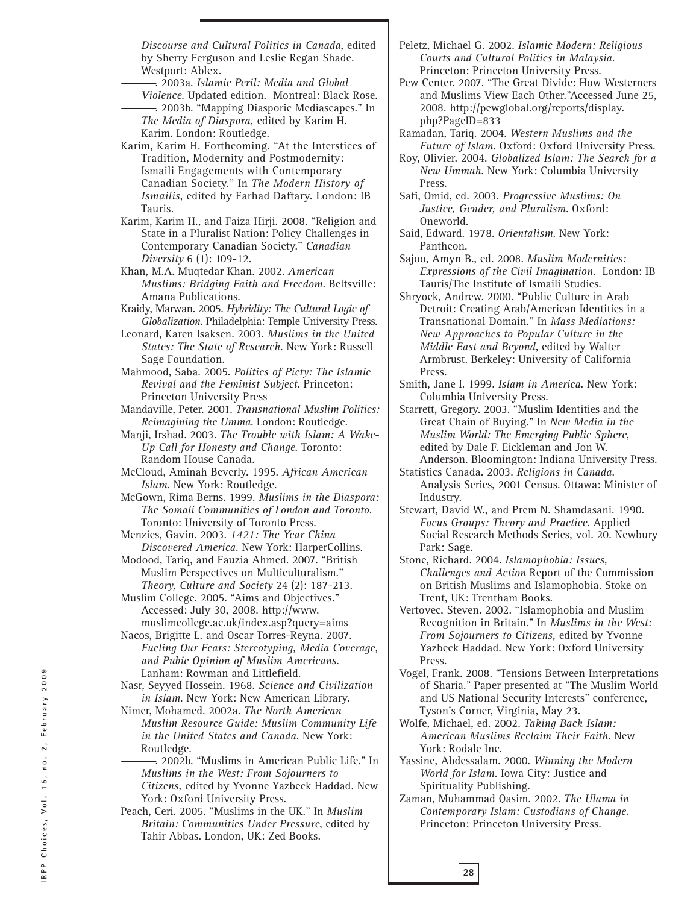Discourse and Cultural Politics in Canada*, edited by Sherry Ferguson and Leslie Regan Shade. Westport: Ablex.

———. 2003a. *Islamic Peril: Media and Global Violence*. Updated edition. Montreal: Black Rose.

———. 2003b. "Mapping Diasporic Mediascapes." In *The Media of Diaspora,* edited by Karim H. Karim. London: Routledge.

Karim, Karim H. Forthcoming. "At the Interstices of Tradition, Modernity and Postmodernity: Ismaili Engagements with Contemporary Canadian Society." In *The Modern History of Ismailis*, edited by Farhad Daftary. London: IB Tauris.

Karim, Karim H., and Faiza Hirji. 2008. "Religion and State in a Pluralist Nation: Policy Challenges in Contemporary Canadian Society." *Canadian Diversity* 6 (1): 109-12.

Khan, M.A. Muqtedar Khan. 2002. *American Muslims: Bridging Faith and Freedom*. Beltsville: Amana Publications.

Kraidy, Marwan. 2005. *Hybridity: The Cultural Logic of Globalization*. Philadelphia: Temple University Press.

Leonard, Karen Isaksen. 2003. *Muslims in the United States: The State of Research*. New York: Russell Sage Foundation.

Mahmood, Saba. 2005. *Politics of Piety: The Islamic Revival and the Feminist Subject*. Princeton: Princeton University Press

Mandaville, Peter. 2001. *Transnational Muslim Politics: Reimagining the Umma*. London: Routledge.

Manji, Irshad. 2003. *The Trouble with Islam: A Wake-Up Call for Honesty and Change*. Toronto: Random House Canada.

McCloud, Aminah Beverly. 1995. *African American Islam*. New York: Routledge.

McGown, Rima Berns. 1999. *Muslims in the Diaspora: The Somali Communities of London and Toronto*. Toronto: University of Toronto Press.

Menzies, Gavin. 2003. *1421: The Year China Discovered America*. New York: HarperCollins.

Modood, Tariq, and Fauzia Ahmed. 2007. "British Muslim Perspectives on Multiculturalism." *Theory, Culture and Society* 24 (2): 187-213.

Muslim College. 2005. "Aims and Objectives." Accessed: July 30, 2008. http://www.muslimcollege.ac.uk/index.asp?query=aims

Nacos, Brigitte L. and Oscar Torres-Reyna. 2007. *Fueling Our Fears: Stereotyping, Media Coverage, and Pubic Opinion of Muslim Americans*. Lanham: Rowman and Littlefield.

Nasr, Seyyed Hossein. 1968. *Science and Civilization in Islam*. New York: New American Library.

Nimer, Mohamed. 2002a. *The North American Muslim Resource Guide: Muslim Community Life in the United States and Canada*. New York: Routledge.

———. 2002b. "Muslims in American Public Life." In *Muslims in the West: From Sojourners to Citizens,* edited by Yvonne Yazbeck Haddad. New York: Oxford University Press.

Peach, Ceri. 2005. "Muslims in the UK." In *Muslim Britain: Communities Under Pressure,* edited by Tahir Abbas. London, UK: Zed Books.

Peletz, Michael G. 2002. *Islamic Modern: Religious Courts and Cultural Politics in Malaysia*. Princeton: Princeton University Press.

Pew Center. 2007. "The Great Divide: How Westerners and Muslims View Each Other."Accessed June 25, 2008. http://pewglobal.org/reports/display.php?PageID=833

Ramadan, Tariq. 2004. *Western Muslims and the Future of Islam*. Oxford: Oxford University Press.

Roy, Olivier. 2004. *Globalized Islam: The Search for a New Ummah*. New York: Columbia University Press.

Safi, Omid, ed. 2003. *Progressive Muslims: On Justice, Gender, and Pluralism*. Oxford: Oneworld.

Said, Edward. 1978. *Orientalism*. New York: Pantheon.

Sajoo, Amyn B., ed. 2008. *Muslim Modernities: Expressions of the Civil Imagination*. London: IB Tauris/The Institute of Ismaili Studies.

Shryock, Andrew. 2000. "Public Culture in Arab Detroit: Creating Arab/American Identities in a Transnational Domain." In *Mass Mediations: New Approaches to Popular Culture in the Middle East and Beyond*, edited by Walter Armbrust. Berkeley: University of California Press.

Smith, Jane I. 1999. *Islam in America*. New York: Columbia University Press.

Starrett, Gregory. 2003. "Muslim Identities and the Great Chain of Buying." In *New Media in the Muslim World: The Emerging Public Sphere*, edited by Dale F. Eickleman and Jon W. Anderson. Bloomington: Indiana University Press.

Statistics Canada. 2003. *Religions in Canada*. Analysis Series, 2001 Census. Ottawa: Minister of Industry.

Stewart, David W., and Prem N. Shamdasani. 1990. *Focus Groups: Theory and Practice*. Applied Social Research Methods Series, vol. 20. Newbury Park: Sage.

Stone, Richard. 2004. *Islamophobia: Issues, Challenges and Action* Report of the Commission on British Muslims and Islamophobia. Stoke on Trent, UK: Trentham Books.

Vertovec, Steven. 2002. "Islamophobia and Muslim Recognition in Britain." In *Muslims in the West: From Sojourners to Citizens,* edited by Yvonne Yazbeck Haddad. New York: Oxford University Press.

Vogel, Frank. 2008. "Tensions Between Interpretations of Sharia." Paper presented at "The Muslim World and US National Security Interests" conference, Tyson's Corner, Virginia, May 23.

Wolfe, Michael, ed. 2002. *Taking Back Islam: American Muslims Reclaim Their Faith*. New York: Rodale Inc.

Yassine, Abdessalam. 2000. *Winning the Modern World for Islam*. Iowa City: Justice and Spirituality Publishing.

Zaman, Muhammad Qasim. 2002. *The Ulama in Contemporary Islam: Custodians of Change*. Princeton: Princeton University Press.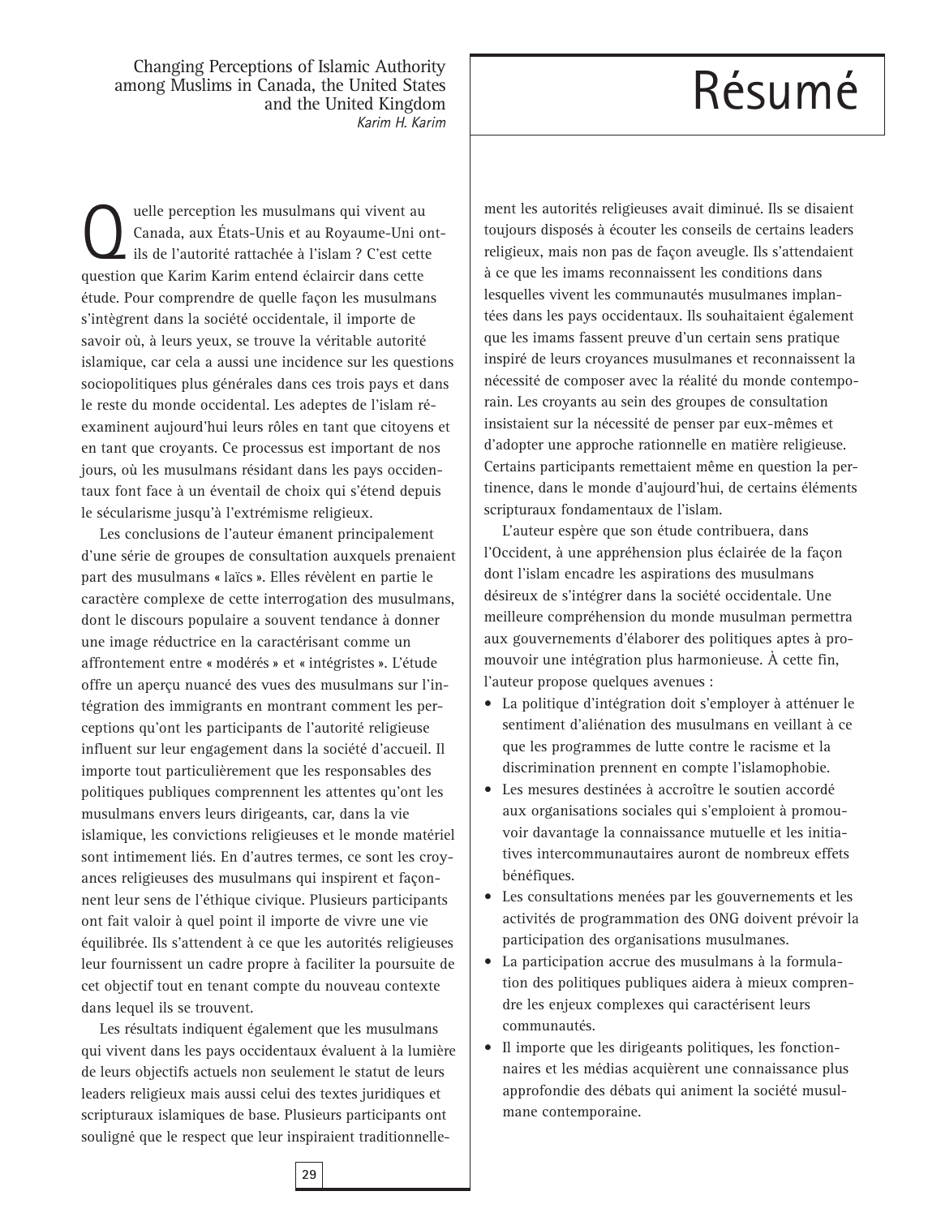Changing Perceptions of Islamic Authority among Muslims in Canada, the United States and the United Kingdom
*Karim H. Karim*

# Résumé

Quelle perception les musulmans qui vivent au Canada, aux États-Unis et au Royaume-Uni ont-ils de l'autorité rattachée à l'islam ? C'est cette question que Karim Karim entend éclaircir dans cette étude. Pour comprendre de quelle façon les musulmans s'intègrent dans la société occidentale, il importe de savoir où, à leurs yeux, se trouve la véritable autorité islamique, car cela a aussi une incidence sur les questions sociopolitiques plus générales dans ces trois pays et dans le reste du monde occidental. Les adeptes de l'islam réexaminent aujourd'hui leurs rôles en tant que citoyens et en tant que croyants. Ce processus est important de nos jours, où les musulmans résidant dans les pays occidentaux font face à un éventail de choix qui s'étend depuis le sécularisme jusqu'à l'extrémisme religieux.

Les conclusions de l'auteur émanent principalement d'une série de groupes de consultation auxquels prenaient part des musulmans « laïcs ». Elles révèlent en partie le caractère complexe de cette interrogation des musulmans, dont le discours populaire a souvent tendance à donner une image réductrice en la caractérisant comme un affrontement entre « modérés » et « intégristes ». L'étude offre un aperçu nuancé des vues des musulmans sur l'intégration des immigrants en montrant comment les perceptions qu'ont les participants de l'autorité religieuse influent sur leur engagement dans la société d'accueil. Il importe tout particulièrement que les responsables des politiques publiques comprennent les attentes qu'ont les musulmans envers leurs dirigeants, car, dans la vie islamique, les convictions religieuses et le monde matériel sont intimement liés. En d'autres termes, ce sont les croyances religieuses des musulmans qui inspirent et façonnent leur sens de l'éthique civique. Plusieurs participants ont fait valoir à quel point il importe de vivre une vie équilibrée. Ils s'attendent à ce que les autorités religieuses leur fournissent un cadre propre à faciliter la poursuite de cet objectif tout en tenant compte du nouveau contexte dans lequel ils se trouvent.

Les résultats indiquent également que les musulmans qui vivent dans les pays occidentaux évaluent à la lumière de leurs objectifs actuels non seulement le statut de leurs leaders religieux mais aussi celui des textes juridiques et scripturaux islamiques de base. Plusieurs participants ont souligné que le respect que leur inspiraient traditionnellement les autorités religieuses avait diminué. Ils se disaient toujours disposés à écouter les conseils de certains leaders religieux, mais non pas de façon aveugle. Ils s'attendaient à ce que les imams reconnaissent les conditions dans lesquelles vivent les communautés musulmanes implantées dans les pays occidentaux. Ils souhaitaient également que les imams fassent preuve d'un certain sens pratique inspiré de leurs croyances musulmanes et reconnaissent la nécessité de composer avec la réalité du monde contemporain. Les croyants au sein des groupes de consultation insistaient sur la nécessité de penser par eux-mêmes et d'adopter une approche rationnelle en matière religieuse. Certains participants remettaient même en question la pertinence, dans le monde d'aujourd'hui, de certains éléments scripturaux fondamentaux de l'islam.

L'auteur espère que son étude contribuera, dans l'Occident, à une appréhension plus éclairée de la façon dont l'islam encadre les aspirations des musulmans désireux de s'intégrer dans la société occidentale. Une meilleure compréhension du monde musulman permettra aux gouvernements d'élaborer des politiques aptes à promouvoir une intégration plus harmonieuse. À cette fin, l'auteur propose quelques avenues :

- La politique d'intégration doit s'employer à atténuer le sentiment d'aliénation des musulmans en veillant à ce que les programmes de lutte contre le racisme et la discrimination prennent en compte l'islamophobie.
- Les mesures destinées à accroître le soutien accordé aux organisations sociales qui s'emploient à promouvoir davantage la connaissance mutuelle et les initiatives intercommunautaires auront de nombreux effets bénéfiques.
- Les consultations menées par les gouvernements et les activités de programmation des ONG doivent prévoir la participation des organisations musulmanes.
- La participation accrue des musulmans à la formulation des politiques publiques aidera à mieux comprendre les enjeux complexes qui caractérisent leurs communautés.
- Il importe que les dirigeants politiques, les fonctionnaires et les médias acquièrent une connaissance plus approfondie des débats qui animent la société musulmane contemporaine.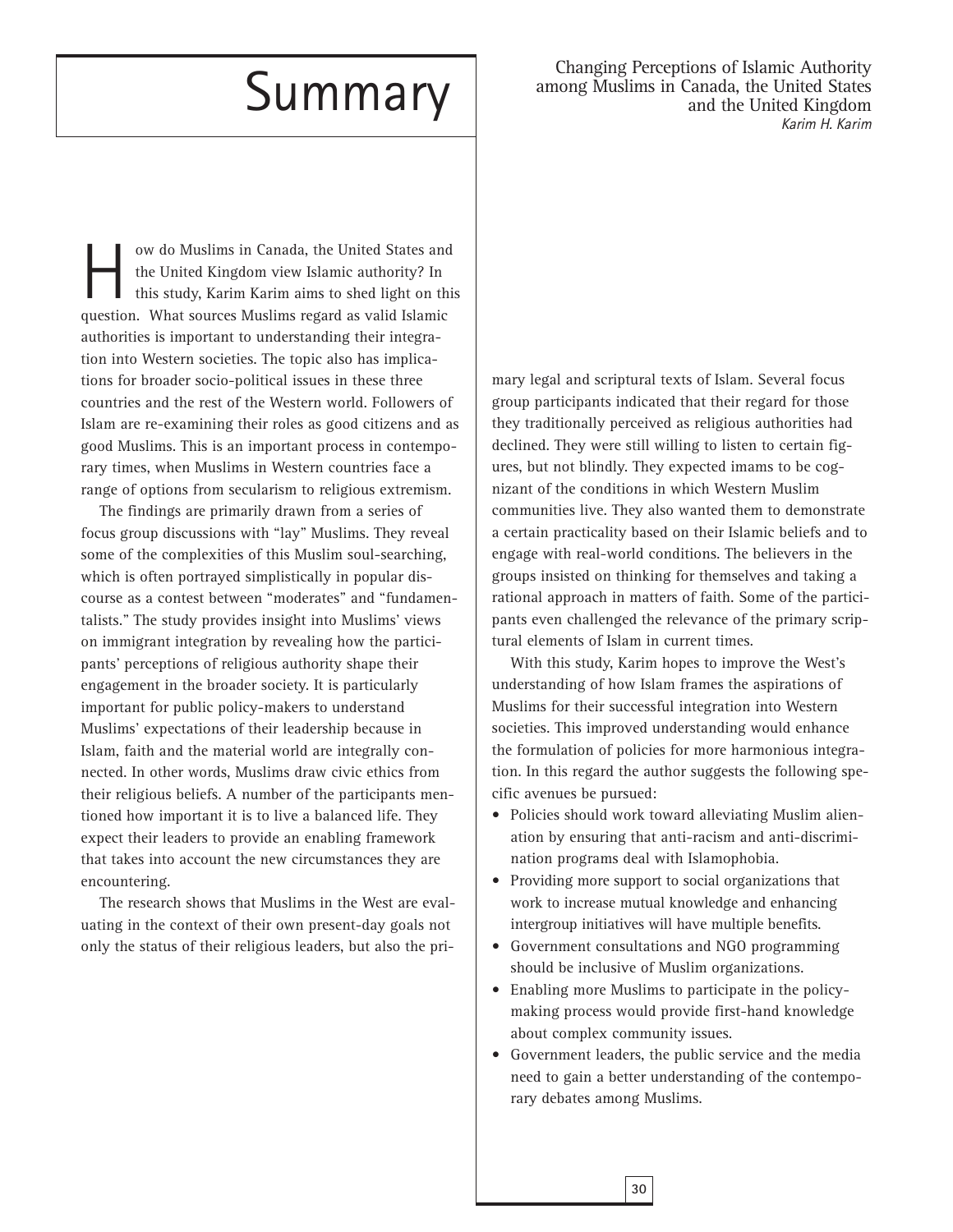# Summary

Changing Perceptions of Islamic Authority among Muslims in Canada, the United States and the United Kingdom

*Karim H. Karim*

How do Muslims in Canada, the United States and the United Kingdom view Islamic authority? In this study, Karim Karim aims to shed light on this question. What sources Muslims regard as valid Islamic authorities is important to understanding their integration into Western societies. The topic also has implications for broader socio-political issues in these three countries and the rest of the Western world. Followers of Islam are re-examining their roles as good citizens and as good Muslims. This is an important process in contemporary times, when Muslims in Western countries face a range of options from secularism to religious extremism.

The findings are primarily drawn from a series of focus group discussions with "lay" Muslims. They reveal some of the complexities of this Muslim soul-searching, which is often portrayed simplistically in popular discourse as a contest between "moderates" and "fundamentalists." The study provides insight into Muslims' views on immigrant integration by revealing how the participants' perceptions of religious authority shape their engagement in the broader society. It is particularly important for public policy-makers to understand Muslims' expectations of their leadership because in Islam, faith and the material world are integrally connected. In other words, Muslims draw civic ethics from their religious beliefs. A number of the participants mentioned how important it is to live a balanced life. They expect their leaders to provide an enabling framework that takes into account the new circumstances they are encountering.

The research shows that Muslims in the West are evaluating in the context of their own present-day goals not only the status of their religious leaders, but also the primary legal and scriptural texts of Islam. Several focus group participants indicated that their regard for those they traditionally perceived as religious authorities had declined. They were still willing to listen to certain figures, but not blindly. They expected imams to be cognizant of the conditions in which Western Muslim communities live. They also wanted them to demonstrate a certain practicality based on their Islamic beliefs and to engage with real-world conditions. The believers in the groups insisted on thinking for themselves and taking a rational approach in matters of faith. Some of the participants even challenged the relevance of the primary scriptural elements of Islam in current times.

With this study, Karim hopes to improve the West's understanding of how Islam frames the aspirations of Muslims for their successful integration into Western societies. This improved understanding would enhance the formulation of policies for more harmonious integration. In this regard the author suggests the following specific avenues be pursued:

- Policies should work toward alleviating Muslim alienation by ensuring that anti-racism and anti-discrimination programs deal with Islamophobia.
- Providing more support to social organizations that work to increase mutual knowledge and enhancing intergroup initiatives will have multiple benefits.
- Government consultations and NGO programming should be inclusive of Muslim organizations.
- Enabling more Muslims to participate in the policy-making process would provide first-hand knowledge about complex community issues.
- Government leaders, the public service and the media need to gain a better understanding of the contemporary debates among Muslims.